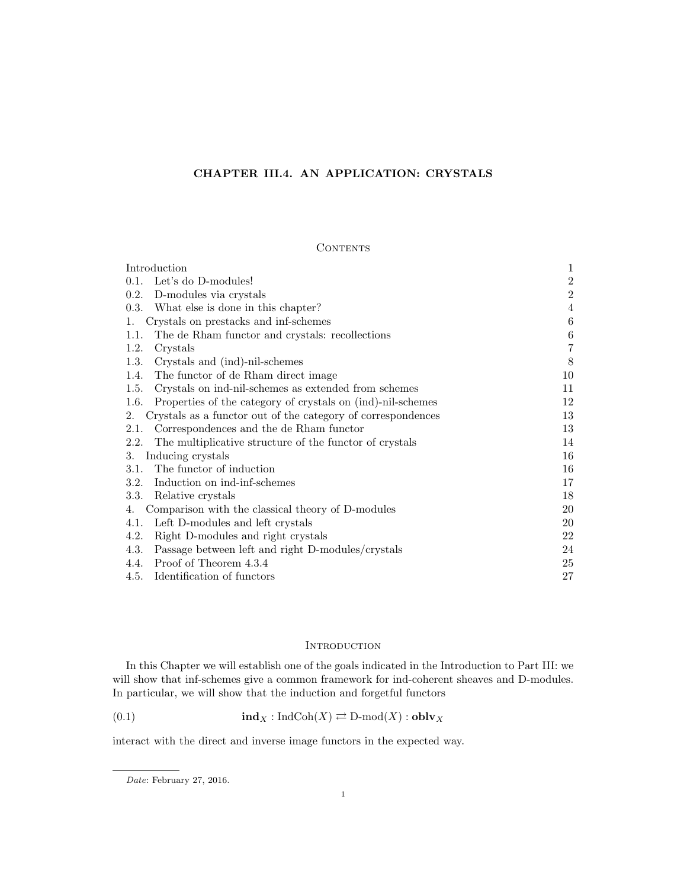# CHAPTER III.4. AN APPLICATION: CRYSTALS

## Contents

| | |
|---|---|
| Introduction | 1 |
| 0.1. Let's do D-modules! | 2 |
| 0.2. D-modules via crystals | 2 |
| 0.3. What else is done in this chapter? | 4 |
| 1. Crystals on prestacks and inf-schemes | 6 |
| 1.1. The de Rham functor and crystals: recollections | 6 |
| 1.2. Crystals | 7 |
| 1.3. Crystals and (ind)-nil-schemes | 8 |
| 1.4. The functor of de Rham direct image | 10 |
| 1.5. Crystals on ind-nil-schemes as extended from schemes | 11 |
| 1.6. Properties of the category of crystals on (ind)-nil-schemes | 12 |
| 2. Crystals as a functor out of the category of correspondences | 13 |
| 2.1. Correspondences and the de Rham functor | 13 |
| 2.2. The multiplicative structure of the functor of crystals | 14 |
| 3. Inducing crystals | 16 |
| 3.1. The functor of induction | 16 |
| 3.2. Induction on ind-inf-schemes | 17 |
| 3.3. Relative crystals | 18 |
| 4. Comparison with the classical theory of D-modules | 20 |
| 4.1. Left D-modules and left crystals | 20 |
| 4.2. Right D-modules and right crystals | 22 |
| 4.3. Passage between left and right D-modules/crystals | 24 |
| 4.4. Proof of Theorem 4.3.4 | 25 |
| 4.5. Identification of functors | 27 |

## Introduction

In this Chapter we will establish one of the goals indicated in the Introduction to Part III: we will show that inf-schemes give a common framework for ind-coherent sheaves and D-modules. In particular, we will show that the induction and forgetful functors

$$\mathbf{ind}_X : \text{IndCoh}(X) \rightleftarrows \text{D-mod}(X) : \mathbf{oblv}_X \tag{0.1}$$

interact with the direct and inverse image functors in the expected way.

*Date*: February 27, 2016.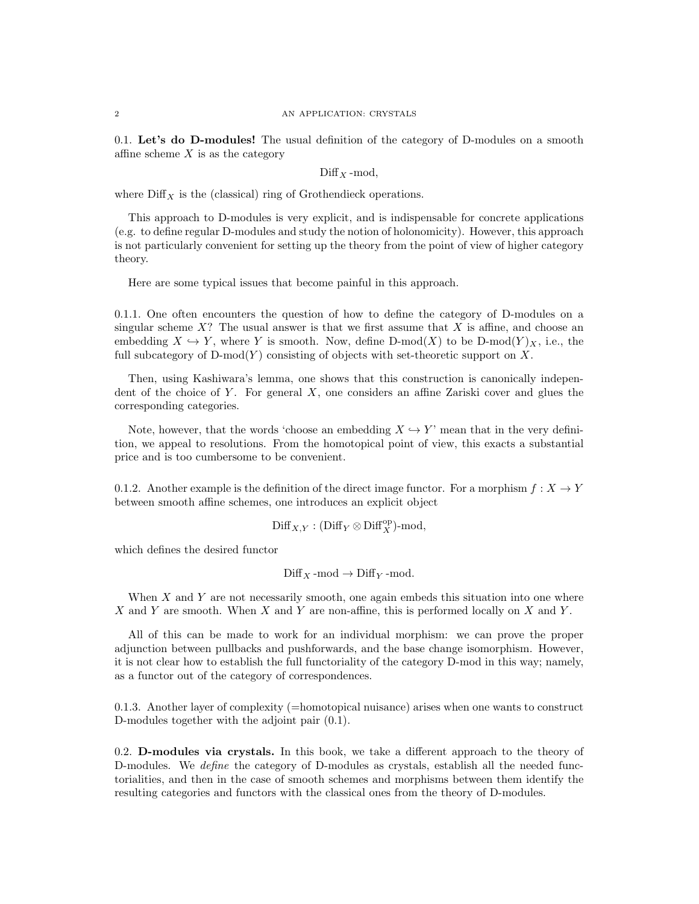0.1. **Let's do D-modules!** The usual definition of the category of D-modules on a smooth affine scheme $X$ is as the category

$$\mathrm{Diff}_X\text{-mod},$$

where $\mathrm{Diff}_X$ is the (classical) ring of Grothendieck operations.

This approach to D-modules is very explicit, and is indispensable for concrete applications (e.g. to define regular D-modules and study the notion of holonomicity). However, this approach is not particularly convenient for setting up the theory from the point of view of higher category theory.

Here are some typical issues that become painful in this approach.

0.1.1. One often encounters the question of how to define the category of D-modules on a singular scheme $X$? The usual answer is that we first assume that $X$ is affine, and choose an embedding $X \hookrightarrow Y$, where $Y$ is smooth. Now, define $\text{D-mod}(X)$ to be $\text{D-mod}(Y)_X$, i.e., the full subcategory of $\text{D-mod}(Y)$ consisting of objects with set-theoretic support on $X$.

Then, using Kashiwara's lemma, one shows that this construction is canonically independent of the choice of $Y$. For general $X$, one considers an affine Zariski cover and glues the corresponding categories.

Note, however, that the words 'choose an embedding $X \hookrightarrow Y$' mean that in the very definition, we appeal to resolutions. From the homotopical point of view, this exacts a substantial price and is too cumbersome to be convenient.

0.1.2. Another example is the definition of the direct image functor. For a morphism $f : X \to Y$ between smooth affine schemes, one introduces an explicit object

$$\mathrm{Diff}_{X,Y} : (\mathrm{Diff}_Y \otimes \mathrm{Diff}_X^{\mathrm{op}})\text{-mod},$$

which defines the desired functor

$$\mathrm{Diff}_X\text{-mod} \to \mathrm{Diff}_Y\text{-mod}.$$

When $X$ and $Y$ are not necessarily smooth, one again embeds this situation into one where $X$ and $Y$ are smooth. When $X$ and $Y$ are non-affine, this is performed locally on $X$ and $Y$.

All of this can be made to work for an individual morphism: we can prove the proper adjunction between pullbacks and pushforwards, and the base change isomorphism. However, it is not clear how to establish the full functoriality of the category D-mod in this way; namely, as a functor out of the category of correspondences.

0.1.3. Another layer of complexity (=homotopical nuisance) arises when one wants to construct D-modules together with the adjoint pair (0.1).

0.2. **D-modules via crystals.** In this book, we take a different approach to the theory of D-modules. We *define* the category of D-modules as crystals, establish all the needed functorialities, and then in the case of smooth schemes and morphisms between them identify the resulting categories and functors with the classical ones from the theory of D-modules.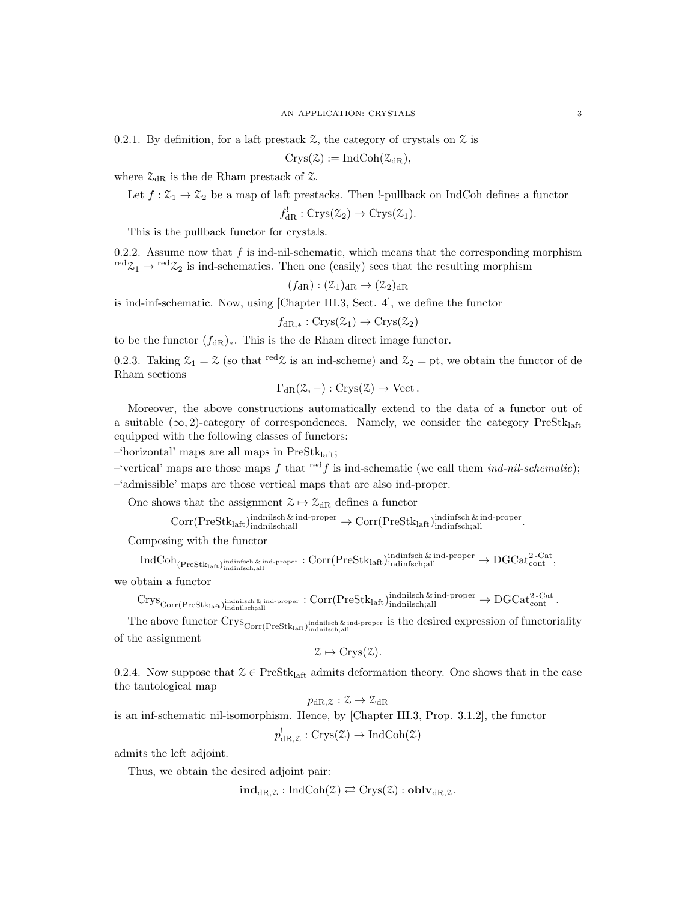0.2.1. By definition, for a laft prestack $\mathcal{Z}$, the category of crystals on $\mathcal{Z}$ is

$$\mathrm{Crys}(\mathcal{Z}) := \mathrm{IndCoh}(\mathcal{Z}_{\mathrm{dR}}),$$

where $\mathcal{Z}_{\mathrm{dR}}$ is the de Rham prestack of $\mathcal{Z}$.

Let $f : \mathcal{Z}_1 \to \mathcal{Z}_2$ be a map of laft prestacks. Then !-pullback on IndCoh defines a functor

$$f^!_{\mathrm{dR}} : \mathrm{Crys}(\mathcal{Z}_2) \to \mathrm{Crys}(\mathcal{Z}_1).$$

This is the pullback functor for crystals.

0.2.2. Assume now that $f$ is ind-nil-schematic, which means that the corresponding morphism ${}^{\mathrm{red}}\mathcal{Z}_1 \to {}^{\mathrm{red}}\mathcal{Z}_2$ is ind-schematics. Then one (easily) sees that the resulting morphism

$$(f_{\mathrm{dR}}) : (\mathcal{Z}_1)_{\mathrm{dR}} \to (\mathcal{Z}_2)_{\mathrm{dR}}$$

is ind-inf-schematic. Now, using [Chapter III.3, Sect. 4], we define the functor

$$f_{\mathrm{dR},*} : \mathrm{Crys}(\mathcal{Z}_1) \to \mathrm{Crys}(\mathcal{Z}_2)$$

to be the functor $(f_{\mathrm{dR}})_*$. This is the de Rham direct image functor.

0.2.3. Taking $\mathcal{Z}_1 = \mathcal{Z}$ (so that ${}^{\mathrm{red}}\mathcal{Z}$ is an ind-scheme) and $\mathcal{Z}_2 = \mathrm{pt}$, we obtain the functor of de Rham sections

$$\Gamma_{\mathrm{dR}}(\mathcal{Z}, -) : \mathrm{Crys}(\mathcal{Z}) \to \mathrm{Vect}\,.$$

Moreover, the above constructions automatically extend to the data of a functor out of a suitable $(\infty, 2)$-category of correspondences. Namely, we consider the category $\mathrm{PreStk}_{\mathrm{laft}}$ equipped with the following classes of functors:

–'horizontal' maps are all maps in $\mathrm{PreStk}_{\mathrm{laft}}$;

–'vertical' maps are those maps $f$ that ${}^{\mathrm{red}}f$ is ind-schematic (we call them *ind-nil-schematic*);

–'admissible' maps are those vertical maps that are also ind-proper.

One shows that the assignment $\mathcal{Z} \mapsto \mathcal{Z}_{\mathrm{dR}}$ defines a functor

$$\mathrm{Corr}(\mathrm{PreStk}_{\mathrm{laft}})^{\mathrm{indnilsch}\,\&\,\mathrm{ind\text{-}proper}}_{\mathrm{indnilsch;all}} \to \mathrm{Corr}(\mathrm{PreStk}_{\mathrm{laft}})^{\mathrm{indinfsch}\,\&\,\mathrm{ind\text{-}proper}}_{\mathrm{indinfsch;all}}.$$

Composing with the functor

$$\mathrm{IndCoh}_{(\mathrm{PreStk}_{\mathrm{laft}})^{\mathrm{indinfsch}\,\&\,\mathrm{ind\text{-}proper}}_{\mathrm{indinfsch;all}}} : \mathrm{Corr}(\mathrm{PreStk}_{\mathrm{laft}})^{\mathrm{indinfsch}\,\&\,\mathrm{ind\text{-}proper}}_{\mathrm{indinfsch;all}} \to \mathrm{DGCat}^{2\text{-}\mathrm{Cat}}_{\mathrm{cont}},$$

we obtain a functor

$$\mathrm{Crys}_{\mathrm{Corr}(\mathrm{PreStk}_{\mathrm{laft}})^{\mathrm{indnilsch}\,\&\,\mathrm{ind\text{-}proper}}_{\mathrm{indnilsch;all}}} : \mathrm{Corr}(\mathrm{PreStk}_{\mathrm{laft}})^{\mathrm{indnilsch}\,\&\,\mathrm{ind\text{-}proper}}_{\mathrm{indnilsch;all}} \to \mathrm{DGCat}^{2\text{-}\mathrm{Cat}}_{\mathrm{cont}}\,.$$

The above functor $\mathrm{Crys}_{\mathrm{Corr}(\mathrm{PreStk}_{\mathrm{laft}})^{\mathrm{indnilsch}\,\&\,\mathrm{ind\text{-}proper}}_{\mathrm{indnilsch;all}}}$ is the desired expression of functoriality of the assignment

$$\mathcal{Z} \mapsto \mathrm{Crys}(\mathcal{Z}).$$

0.2.4. Now suppose that $\mathcal{Z} \in \mathrm{PreStk}_{\mathrm{laft}}$ admits deformation theory. One shows that in the case the tautological map

$$p_{\mathrm{dR},\mathcal{Z}} : \mathcal{Z} \to \mathcal{Z}_{\mathrm{dR}}$$

is an inf-schematic nil-isomorphism. Hence, by [Chapter III.3, Prop. 3.1.2], the functor

$$p^!_{\mathrm{dR},\mathcal{Z}} : \mathrm{Crys}(\mathcal{Z}) \to \mathrm{IndCoh}(\mathcal{Z})$$

admits the left adjoint.

Thus, we obtain the desired adjoint pair:

$$\mathbf{ind}_{\mathrm{dR},\mathcal{Z}} : \mathrm{IndCoh}(\mathcal{Z}) \rightleftarrows \mathrm{Crys}(\mathcal{Z}) : \mathbf{oblv}_{\mathrm{dR},\mathcal{Z}}.$$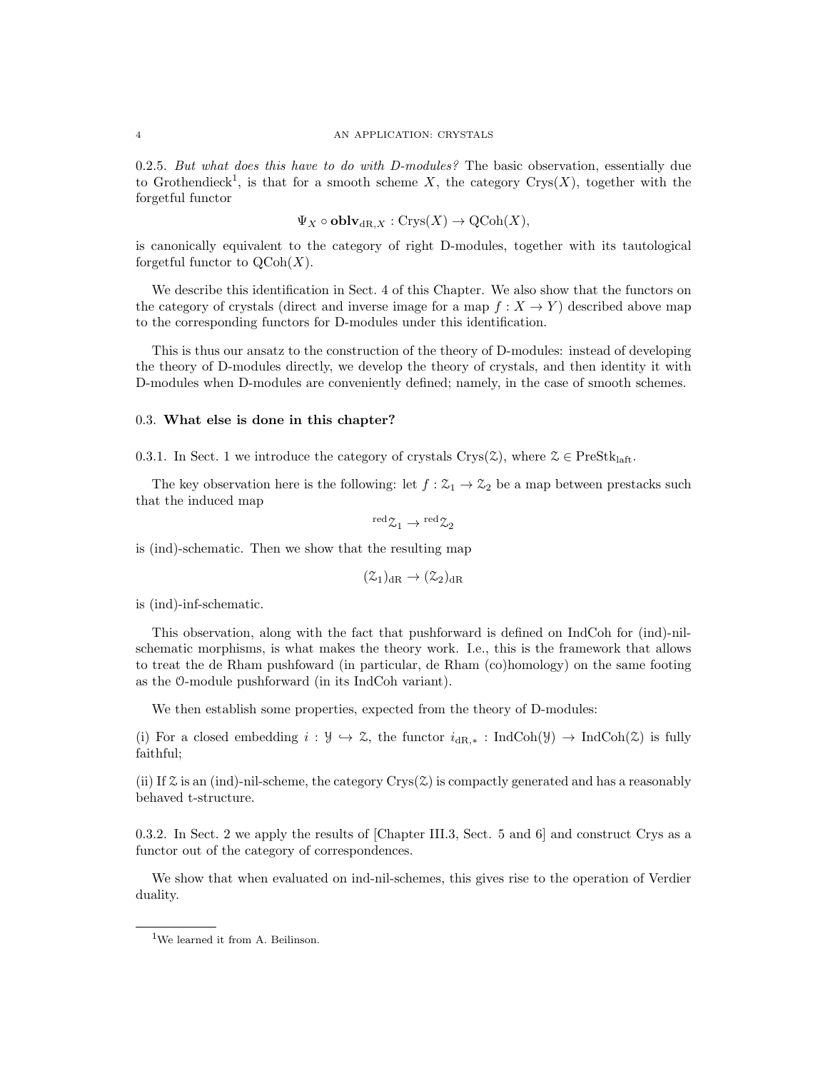0.2.5. *But what does this have to do with D-modules?* The basic observation, essentially due to Grothendieck[1], is that for a smooth scheme $X$, the category $\text{Crys}(X)$, together with the forgetful functor

$$\Psi_X \circ \mathbf{oblv}_{\text{dR},X} : \text{Crys}(X) \to \text{QCoh}(X),$$

is canonically equivalent to the category of right D-modules, together with its tautological forgetful functor to $\text{QCoh}(X)$.

We describe this identification in Sect. 4 of this Chapter. We also show that the functors on the category of crystals (direct and inverse image for a map $f : X \to Y$) described above map to the corresponding functors for D-modules under this identification.

This is thus our ansatz to the construction of the theory of D-modules: instead of developing the theory of D-modules directly, we develop the theory of crystals, and then identity it with D-modules when D-modules are conveniently defined; namely, in the case of smooth schemes.

### 0.3. **What else is done in this chapter?**

0.3.1. In Sect. 1 we introduce the category of crystals $\text{Crys}(\mathcal{Z})$, where $\mathcal{Z} \in \text{PreStk}_{\text{laft}}$.

The key observation here is the following: let $f : \mathcal{Z}_1 \to \mathcal{Z}_2$ be a map between prestacks such that the induced map

$$^{\text{red}}\mathcal{Z}_1 \to {}^{\text{red}}\mathcal{Z}_2$$

is (ind)-schematic. Then we show that the resulting map

$$(\mathcal{Z}_1)_{\text{dR}} \to (\mathcal{Z}_2)_{\text{dR}}$$

is (ind)-inf-schematic.

This observation, along with the fact that pushforward is defined on IndCoh for (ind)-nil-schematic morphisms, is what makes the theory work. I.e., this is the framework that allows to treat the de Rham pushfoward (in particular, de Rham (co)homology) on the same footing as the $\mathcal{O}$-module pushforward (in its IndCoh variant).

We then establish some properties, expected from the theory of D-modules:

(i) For a closed embedding $i : \mathcal{Y} \hookrightarrow \mathcal{Z}$, the functor $i_{\text{dR},*} : \text{IndCoh}(\mathcal{Y}) \to \text{IndCoh}(\mathcal{Z})$ is fully faithful;

(ii) If $\mathcal{Z}$ is an (ind)-nil-scheme, the category $\text{Crys}(\mathcal{Z})$ is compactly generated and has a reasonably behaved t-structure.

0.3.2. In Sect. 2 we apply the results of [Chapter III.3, Sect. 5 and 6] and construct Crys as a functor out of the category of correspondences.

We show that when evaluated on ind-nil-schemes, this gives rise to the operation of Verdier duality.

[1]We learned it from A. Beilinson.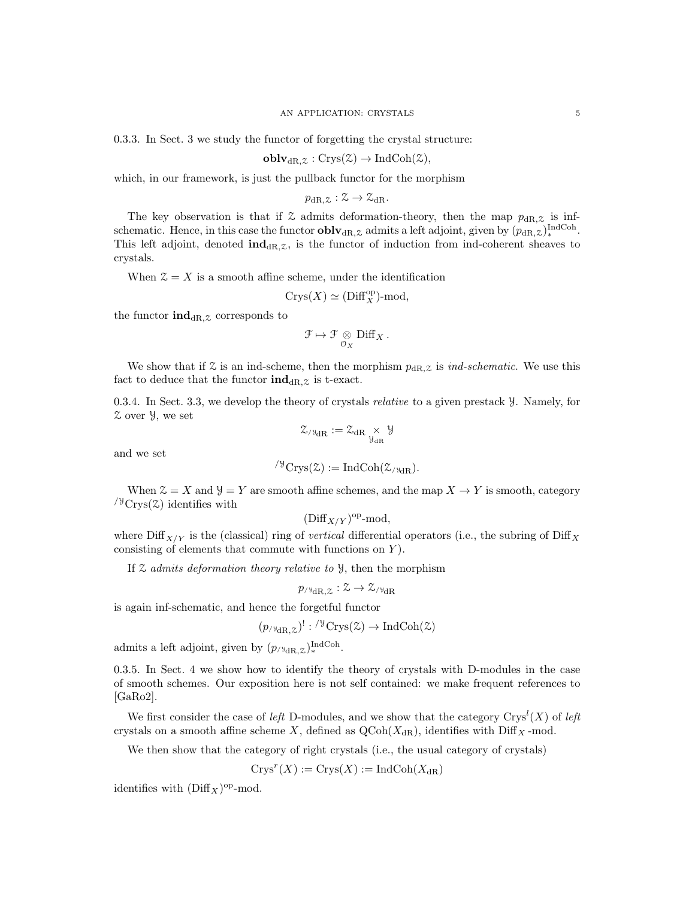0.3.3. In Sect. 3 we study the functor of forgetting the crystal structure:

$$\mathbf{oblv}_{\mathrm{dR},\mathcal{Z}} : \mathrm{Crys}(\mathcal{Z}) \to \mathrm{IndCoh}(\mathcal{Z}),$$

which, in our framework, is just the pullback functor for the morphism

$$p_{\mathrm{dR},\mathcal{Z}} : \mathcal{Z} \to \mathcal{Z}_{\mathrm{dR}}.$$

The key observation is that if $\mathcal{Z}$ admits deformation-theory, then the map $p_{\mathrm{dR},\mathcal{Z}}$ is inf-schematic. Hence, in this case the functor $\mathbf{oblv}_{\mathrm{dR},\mathcal{Z}}$ admits a left adjoint, given by $(p_{\mathrm{dR},\mathcal{Z}})^{\mathrm{IndCoh}}_*$. This left adjoint, denoted $\mathbf{ind}_{\mathrm{dR},\mathcal{Z}}$, is the functor of induction from ind-coherent sheaves to crystals.

When $\mathcal{Z} = X$ is a smooth affine scheme, under the identification

$$\mathrm{Crys}(X) \simeq (\mathrm{Diff}_X^{\mathrm{op}})\text{-mod},$$

the functor $\mathbf{ind}_{\mathrm{dR},\mathcal{Z}}$ corresponds to

$$\mathcal{F} \mapsto \mathcal{F} \underset{\mathcal{O}_X}{\otimes} \mathrm{Diff}_X .$$

We show that if $\mathcal{Z}$ is an ind-scheme, then the morphism $p_{\mathrm{dR},\mathcal{Z}}$ is *ind-schematic*. We use this fact to deduce that the functor $\mathbf{ind}_{\mathrm{dR},\mathcal{Z}}$ is t-exact.

0.3.4. In Sect. 3.3, we develop the theory of crystals *relative* to a given prestack $\mathcal{Y}$. Namely, for $\mathcal{Z}$ over $\mathcal{Y}$, we set

$$\mathcal{Z}_{/\mathcal{Y}_{\mathrm{dR}}} := \mathcal{Z}_{\mathrm{dR}} \underset{\mathcal{Y}_{\mathrm{dR}}}{\times} \mathcal{Y}$$

and we set

$$^{/\mathcal{Y}}\mathrm{Crys}(\mathcal{Z}) := \mathrm{IndCoh}(\mathcal{Z}_{/\mathcal{Y}_{\mathrm{dR}}}).$$

When $\mathcal{Z} = X$ and $\mathcal{Y} = Y$ are smooth affine schemes, and the map $X \to Y$ is smooth, category $^{/\mathcal{Y}}\mathrm{Crys}(\mathcal{Z})$ identifies with

$$(\mathrm{Diff}_{X/Y})^{\mathrm{op}}\text{-mod},$$

where $\mathrm{Diff}_{X/Y}$ is the (classical) ring of *vertical* differential operators (i.e., the subring of $\mathrm{Diff}_X$ consisting of elements that commute with functions on $Y$).

If $\mathcal{Z}$ *admits deformation theory relative to* $\mathcal{Y}$, then the morphism

$$p_{/\mathcal{Y}_{\mathrm{dR}},\mathcal{Z}} : \mathcal{Z} \to \mathcal{Z}_{/\mathcal{Y}_{\mathrm{dR}}}$$

is again inf-schematic, and hence the forgetful functor

$$(p_{/\mathcal{Y}_{\mathrm{dR}},\mathcal{Z}})^! : {}^{/\mathcal{Y}}\mathrm{Crys}(\mathcal{Z}) \to \mathrm{IndCoh}(\mathcal{Z})$$

admits a left adjoint, given by $(p_{/\mathcal{Y}_{\mathrm{dR}},\mathcal{Z}})^{\mathrm{IndCoh}}_*$.

0.3.5. In Sect. 4 we show how to identify the theory of crystals with D-modules in the case of smooth schemes. Our exposition here is not self contained: we make frequent references to [GaRo2].

We first consider the case of *left* D-modules, and we show that the category $\mathrm{Crys}^l(X)$ of *left* crystals on a smooth affine scheme $X$, defined as $\mathrm{QCoh}(X_{\mathrm{dR}})$, identifies with $\mathrm{Diff}_X$ -mod.

We then show that the category of right crystals (i.e., the usual category of crystals)

$$\mathrm{Crys}^r(X) := \mathrm{Crys}(X) := \mathrm{IndCoh}(X_{\mathrm{dR}})$$

identifies with $(\mathrm{Diff}_X)^{\mathrm{op}}$-mod.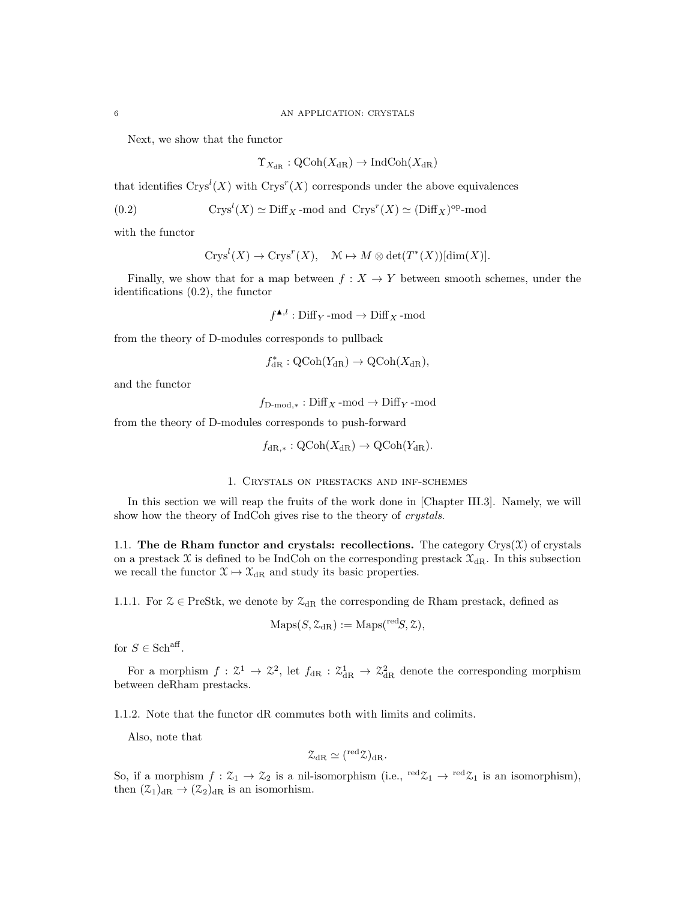Next, we show that the functor

$$\Upsilon_{X_{\mathrm{dR}}} : \mathrm{QCoh}(X_{\mathrm{dR}}) \to \mathrm{IndCoh}(X_{\mathrm{dR}})$$

that identifies $\mathrm{Crys}^l(X)$ with $\mathrm{Crys}^r(X)$ corresponds under the above equivalences

$$\mathrm{Crys}^l(X) \simeq \mathrm{Diff}_X\text{-mod and } \mathrm{Crys}^r(X) \simeq (\mathrm{Diff}_X)^{\mathrm{op}}\text{-mod} \tag{0.2}$$

with the functor

$$\mathrm{Crys}^l(X) \to \mathrm{Crys}^r(X), \quad \mathcal{M} \mapsto M \otimes \det(T^*(X))[\dim(X)].$$

Finally, we show that for a map between $f : X \to Y$ between smooth schemes, under the identifications (0.2), the functor

$$f^{\blacktriangle,l} : \mathrm{Diff}_Y\text{-mod} \to \mathrm{Diff}_X\text{-mod}$$

from the theory of D-modules corresponds to pullback

$$f^*_{\mathrm{dR}} : \mathrm{QCoh}(Y_{\mathrm{dR}}) \to \mathrm{QCoh}(X_{\mathrm{dR}}),$$

and the functor

$$f_{\text{D-mod},*} : \mathrm{Diff}_X\text{-mod} \to \mathrm{Diff}_Y\text{-mod}$$

from the theory of D-modules corresponds to push-forward

$$f_{\mathrm{dR},*} : \mathrm{QCoh}(X_{\mathrm{dR}}) \to \mathrm{QCoh}(Y_{\mathrm{dR}}).$$

## 1. Crystals on prestacks and inf-schemes

In this section we will reap the fruits of the work done in [Chapter III.3]. Namely, we will show how the theory of IndCoh gives rise to the theory of *crystals*.

**1.1. The de Rham functor and crystals: recollections.** The category $\mathrm{Crys}(\mathcal{X})$ of crystals on a prestack $\mathcal{X}$ is defined to be IndCoh on the corresponding prestack $\mathcal{X}_{\mathrm{dR}}$. In this subsection we recall the functor $\mathcal{X} \mapsto \mathcal{X}_{\mathrm{dR}}$ and study its basic properties.

1.1.1. For $\mathcal{Z} \in \mathrm{PreStk}$, we denote by $\mathcal{Z}_{\mathrm{dR}}$ the corresponding de Rham prestack, defined as

$$\mathrm{Maps}(S, \mathcal{Z}_{\mathrm{dR}}) := \mathrm{Maps}({}^{\mathrm{red}}S, \mathcal{Z}),$$

for $S \in \mathrm{Sch}^{\mathrm{aff}}$.

For a morphism $f : \mathcal{Z}^1 \to \mathcal{Z}^2$, let $f_{\mathrm{dR}} : \mathcal{Z}^1_{\mathrm{dR}} \to \mathcal{Z}^2_{\mathrm{dR}}$ denote the corresponding morphism between deRham prestacks.

1.1.2. Note that the functor dR commutes both with limits and colimits.

Also, note that

$$\mathcal{Z}_{\mathrm{dR}} \simeq ({}^{\mathrm{red}}\mathcal{Z})_{\mathrm{dR}}.$$

So, if a morphism $f : \mathcal{Z}_1 \to \mathcal{Z}_2$ is a nil-isomorphism (i.e., ${}^{\mathrm{red}}\mathcal{Z}_1 \to {}^{\mathrm{red}}\mathcal{Z}_1$ is an isomorphism), then $(\mathcal{Z}_1)_{\mathrm{dR}} \to (\mathcal{Z}_2)_{\mathrm{dR}}$ is an isomorhism.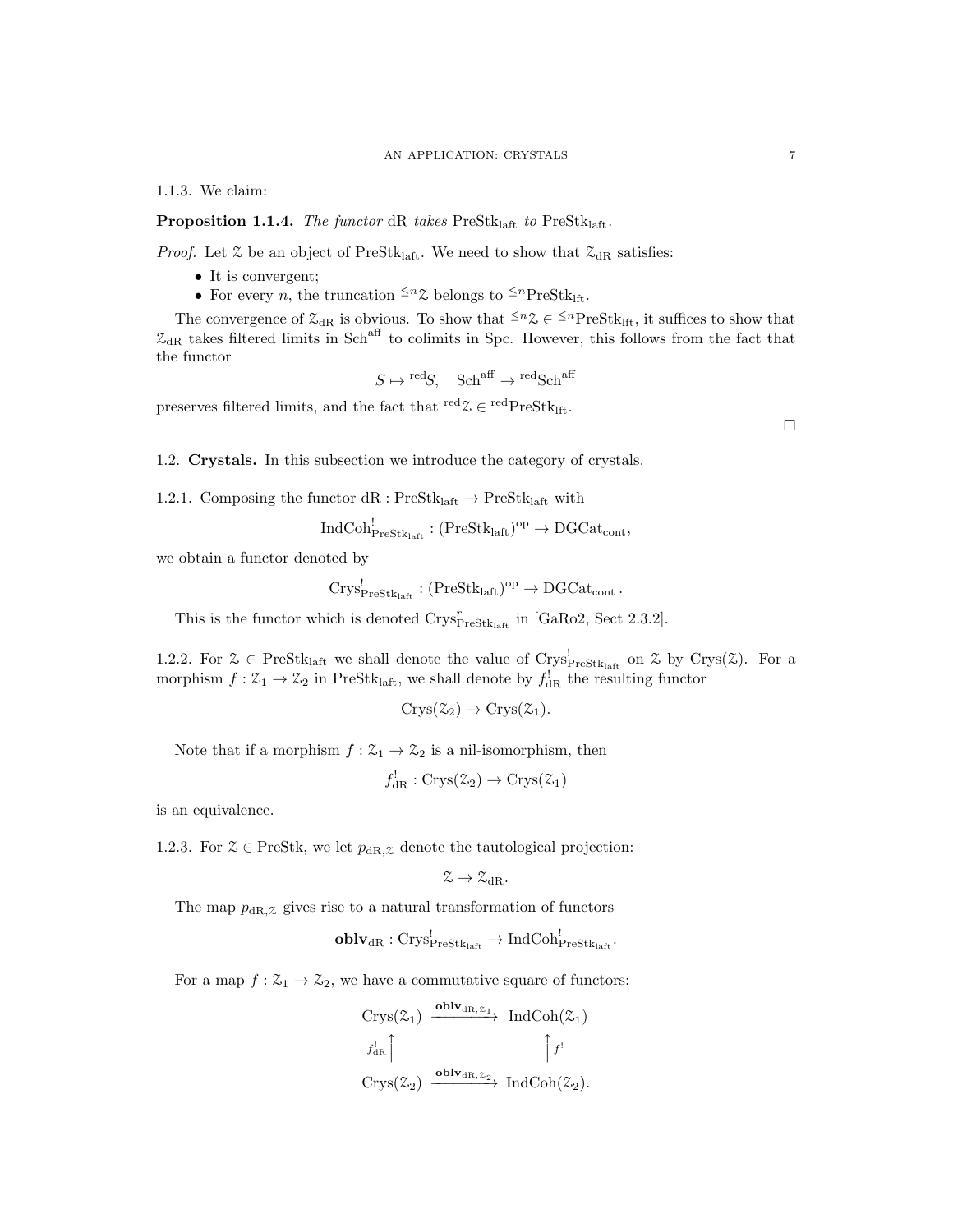1.1.3. We claim:

**Proposition 1.1.4.** *The functor* dR *takes* $\mathrm{PreStk}_{\mathrm{laft}}$ *to* $\mathrm{PreStk}_{\mathrm{laft}}$.

*Proof.* Let $\mathcal{Z}$ be an object of $\mathrm{PreStk}_{\mathrm{laft}}$. We need to show that $\mathcal{Z}_{\mathrm{dR}}$ satisfies:

- It is convergent;
- For every $n$, the truncation ${}^{\leq n}\mathcal{Z}$ belongs to ${}^{\leq n}\mathrm{PreStk}_{\mathrm{lft}}$.

The convergence of $\mathcal{Z}_{\mathrm{dR}}$ is obvious. To show that ${}^{\leq n}\mathcal{Z} \in {}^{\leq n}\mathrm{PreStk}_{\mathrm{lft}}$, it suffices to show that $\mathcal{Z}_{\mathrm{dR}}$ takes filtered limits in $\mathrm{Sch}^{\mathrm{aff}}$ to colimits in Spc. However, this follows from the fact that the functor

$$S \mapsto {}^{\mathrm{red}}S, \quad \mathrm{Sch}^{\mathrm{aff}} \to {}^{\mathrm{red}}\mathrm{Sch}^{\mathrm{aff}}$$

preserves filtered limits, and the fact that ${}^{\mathrm{red}}\mathcal{Z} \in {}^{\mathrm{red}}\mathrm{PreStk}_{\mathrm{lft}}$.

□

## 1.2. Crystals.

In this subsection we introduce the category of crystals.

1.2.1. Composing the functor $\mathrm{dR} : \mathrm{PreStk}_{\mathrm{laft}} \to \mathrm{PreStk}_{\mathrm{laft}}$ with

$$\mathrm{IndCoh}^!_{\mathrm{PreStk}_{\mathrm{laft}}} : (\mathrm{PreStk}_{\mathrm{laft}})^{\mathrm{op}} \to \mathrm{DGCat}_{\mathrm{cont}},$$

we obtain a functor denoted by

$$\mathrm{Crys}^!_{\mathrm{PreStk}_{\mathrm{laft}}} : (\mathrm{PreStk}_{\mathrm{laft}})^{\mathrm{op}} \to \mathrm{DGCat}_{\mathrm{cont}}.$$

This is the functor which is denoted $\mathrm{Crys}^r_{\mathrm{PreStk}_{\mathrm{laft}}}$ in [GaRo2, Sect 2.3.2].

1.2.2. For $\mathcal{Z} \in \mathrm{PreStk}_{\mathrm{laft}}$ we shall denote the value of $\mathrm{Crys}^!_{\mathrm{PreStk}_{\mathrm{laft}}}$ on $\mathcal{Z}$ by $\mathrm{Crys}(\mathcal{Z})$. For a morphism $f : \mathcal{Z}_1 \to \mathcal{Z}_2$ in $\mathrm{PreStk}_{\mathrm{laft}}$, we shall denote by $f^!_{\mathrm{dR}}$ the resulting functor

$$\mathrm{Crys}(\mathcal{Z}_2) \to \mathrm{Crys}(\mathcal{Z}_1).$$

Note that if a morphism $f : \mathcal{Z}_1 \to \mathcal{Z}_2$ is a nil-isomorphism, then

$$f^!_{\mathrm{dR}} : \mathrm{Crys}(\mathcal{Z}_2) \to \mathrm{Crys}(\mathcal{Z}_1)$$

is an equivalence.

1.2.3. For $\mathcal{Z} \in \mathrm{PreStk}$, we let $p_{\mathrm{dR},\mathcal{Z}}$ denote the tautological projection:

$$\mathcal{Z} \to \mathcal{Z}_{\mathrm{dR}}.$$

The map $p_{\mathrm{dR},\mathcal{Z}}$ gives rise to a natural transformation of functors

$$\mathbf{oblv}_{\mathrm{dR}} : \mathrm{Crys}^!_{\mathrm{PreStk}_{\mathrm{laft}}} \to \mathrm{IndCoh}^!_{\mathrm{PreStk}_{\mathrm{laft}}}.$$

For a map $f : \mathcal{Z}_1 \to \mathcal{Z}_2$, we have a commutative square of functors:

$$\begin{array}{ccc}
\mathrm{Crys}(\mathcal{Z}_1) & \xrightarrow{\mathbf{oblv}_{\mathrm{dR},\mathcal{Z}_1}} & \mathrm{IndCoh}(\mathcal{Z}_1) \\
{\scriptstyle f^!_{\mathrm{dR}}}\uparrow & & \uparrow{\scriptstyle f^!} \\
\mathrm{Crys}(\mathcal{Z}_2) & \xrightarrow{\mathbf{oblv}_{\mathrm{dR},\mathcal{Z}_2}} & \mathrm{IndCoh}(\mathcal{Z}_2).
\end{array}$$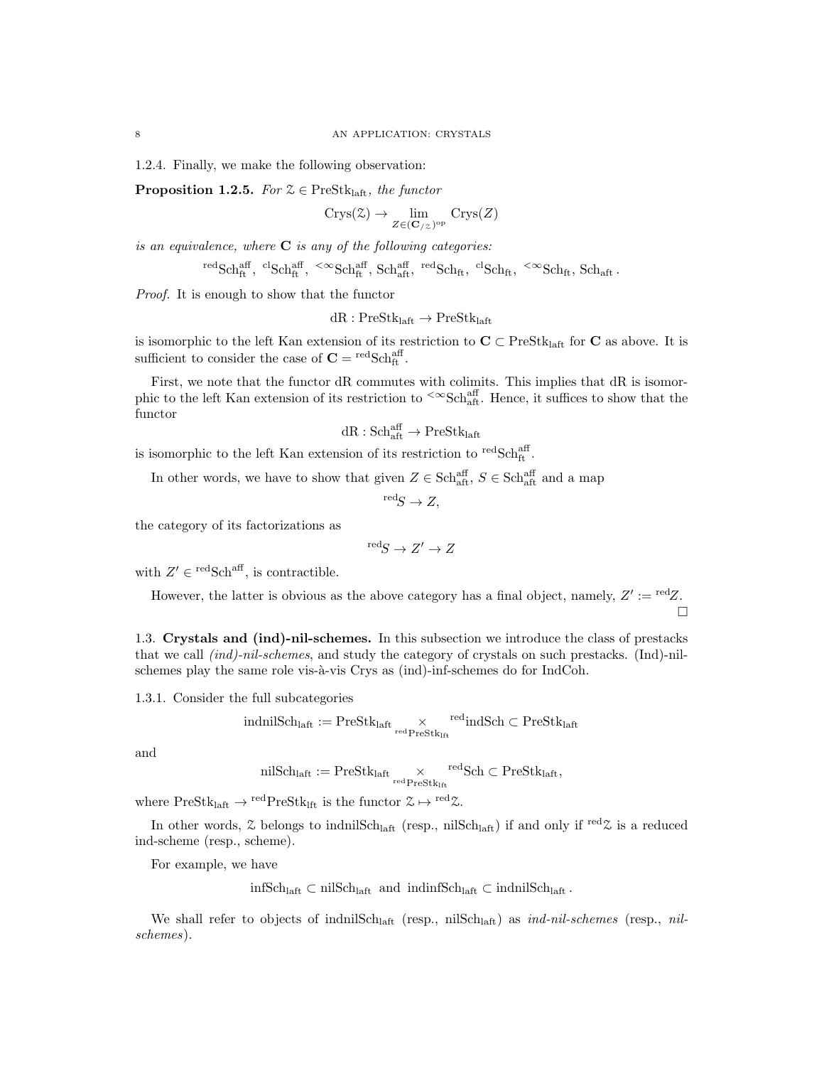1.2.4. Finally, we make the following observation:

**Proposition 1.2.5.** *For $\mathcal{Z} \in \mathrm{PreStk}_{\mathrm{laft}}$, the functor*

$$\mathrm{Crys}(\mathcal{Z}) \to \lim_{Z \in (\mathbf{C}_{/\mathcal{Z}})^{\mathrm{op}}} \mathrm{Crys}(Z)$$

*is an equivalence, where $\mathbf{C}$ is any of the following categories:*

$$^{\mathrm{red}}\mathrm{Sch}^{\mathrm{aff}}_{\mathrm{ft}},\ ^{\mathrm{cl}}\mathrm{Sch}^{\mathrm{aff}}_{\mathrm{ft}},\ ^{<\infty}\mathrm{Sch}^{\mathrm{aff}}_{\mathrm{ft}},\ \mathrm{Sch}^{\mathrm{aff}}_{\mathrm{aft}},\ ^{\mathrm{red}}\mathrm{Sch}_{\mathrm{ft}},\ ^{\mathrm{cl}}\mathrm{Sch}_{\mathrm{ft}},\ ^{<\infty}\mathrm{Sch}_{\mathrm{ft}},\ \mathrm{Sch}_{\mathrm{aft}}.$$

*Proof.* It is enough to show that the functor

$$\mathrm{dR} : \mathrm{PreStk}_{\mathrm{laft}} \to \mathrm{PreStk}_{\mathrm{laft}}$$

is isomorphic to the left Kan extension of its restriction to $\mathbf{C} \subset \mathrm{PreStk}_{\mathrm{laft}}$ for $\mathbf{C}$ as above. It is sufficient to consider the case of $\mathbf{C} = {}^{\mathrm{red}}\mathrm{Sch}^{\mathrm{aff}}_{\mathrm{ft}}$.

First, we note that the functor dR commutes with colimits. This implies that dR is isomorphic to the left Kan extension of its restriction to $^{<\infty}\mathrm{Sch}^{\mathrm{aff}}_{\mathrm{aft}}$. Hence, it suffices to show that the functor

$$\mathrm{dR} : \mathrm{Sch}^{\mathrm{aff}}_{\mathrm{aft}} \to \mathrm{PreStk}_{\mathrm{laft}}$$

is isomorphic to the left Kan extension of its restriction to $^{\mathrm{red}}\mathrm{Sch}^{\mathrm{aff}}_{\mathrm{ft}}$.

In other words, we have to show that given $Z \in \mathrm{Sch}^{\mathrm{aff}}_{\mathrm{aft}}$, $S \in \mathrm{Sch}^{\mathrm{aff}}_{\mathrm{aft}}$ and a map

$$^{\mathrm{red}}S \to Z,$$

the category of its factorizations as

$$^{\mathrm{red}}S \to Z' \to Z$$

with $Z' \in {}^{\mathrm{red}}\mathrm{Sch}^{\mathrm{aff}}$, is contractible.

However, the latter is obvious as the above category has a final object, namely, $Z' := {}^{\mathrm{red}}Z$. $\square$

## 1.3. Crystals and (ind)-nil-schemes.

In this subsection we introduce the class of prestacks that we call *(ind)-nil-schemes*, and study the category of crystals on such prestacks. (Ind)-nil-schemes play the same role vis-à-vis Crys as (ind)-inf-schemes do for IndCoh.

1.3.1. Consider the full subcategories

$$\mathrm{indnilSch}_{\mathrm{laft}} := \mathrm{PreStk}_{\mathrm{laft}} \underset{^{\mathrm{red}}\mathrm{PreStk}_{\mathrm{lft}}}{\times} {}^{\mathrm{red}}\mathrm{indSch} \subset \mathrm{PreStk}_{\mathrm{laft}}$$

and

$$\mathrm{nilSch}_{\mathrm{laft}} := \mathrm{PreStk}_{\mathrm{laft}} \underset{^{\mathrm{red}}\mathrm{PreStk}_{\mathrm{lft}}}{\times} {}^{\mathrm{red}}\mathrm{Sch} \subset \mathrm{PreStk}_{\mathrm{laft}},$$

where $\mathrm{PreStk}_{\mathrm{laft}} \to {}^{\mathrm{red}}\mathrm{PreStk}_{\mathrm{lft}}$ is the functor $\mathcal{Z} \mapsto {}^{\mathrm{red}}\mathcal{Z}$.

In other words, $\mathcal{Z}$ belongs to $\mathrm{indnilSch}_{\mathrm{laft}}$ (resp., $\mathrm{nilSch}_{\mathrm{laft}}$) if and only if $^{\mathrm{red}}\mathcal{Z}$ is a reduced ind-scheme (resp., scheme).

For example, we have

$$\mathrm{infSch}_{\mathrm{laft}} \subset \mathrm{nilSch}_{\mathrm{laft}} \text{ and } \mathrm{indinfSch}_{\mathrm{laft}} \subset \mathrm{indnilSch}_{\mathrm{laft}}.$$

We shall refer to objects of $\mathrm{indnilSch}_{\mathrm{laft}}$ (resp., $\mathrm{nilSch}_{\mathrm{laft}}$) as *ind-nil-schemes* (resp., *nil-schemes*).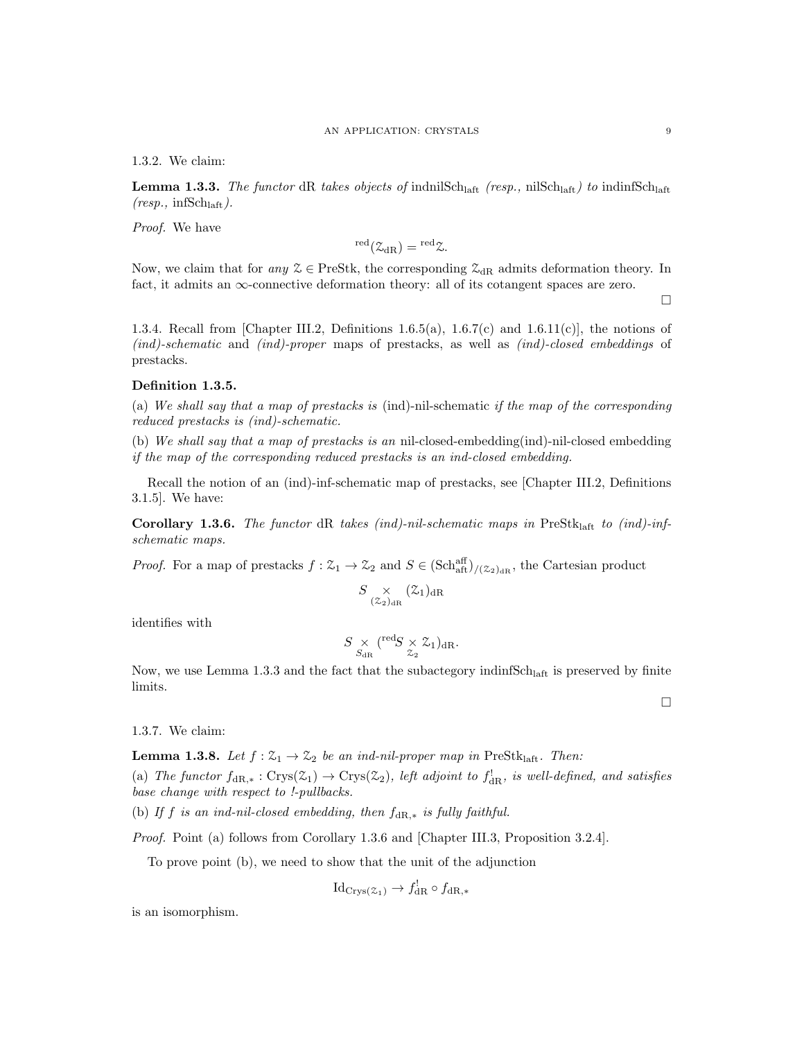1.3.2. We claim:

**Lemma 1.3.3.** *The functor* dR *takes objects of* $\text{indnilSch}_{\text{laft}}$ *(resp.,* $\text{nilSch}_{\text{laft}}$*) to* $\text{indinfSch}_{\text{laft}}$ *(resp.,* $\text{infSch}_{\text{laft}}$*).*

*Proof.* We have

$$^{\text{red}}(\mathcal{Z}_{\text{dR}}) = {}^{\text{red}}\mathcal{Z}.$$

Now, we claim that for *any* $\mathcal{Z} \in \text{PreStk}$, the corresponding $\mathcal{Z}_{\text{dR}}$ admits deformation theory. In fact, it admits an $\infty$-connective deformation theory: all of its cotangent spaces are zero.

□

1.3.4. Recall from [Chapter III.2, Definitions 1.6.5(a), 1.6.7(c) and 1.6.11(c)], the notions of *(ind)-schematic* and *(ind)-proper* maps of prestacks, as well as *(ind)-closed embeddings* of prestacks.

**Definition 1.3.5.**

(a) *We shall say that a map of prestacks is* (ind)-nil-schematic *if the map of the corresponding reduced prestacks is (ind)-schematic.*

(b) *We shall say that a map of prestacks is an* nil-closed-embedding(ind)-nil-closed embedding *if the map of the corresponding reduced prestacks is an ind-closed embedding.*

Recall the notion of an (ind)-inf-schematic map of prestacks, see [Chapter III.2, Definitions 3.1.5]. We have:

**Corollary 1.3.6.** *The functor* dR *takes (ind)-nil-schematic maps in* $\text{PreStk}_{\text{laft}}$ *to (ind)-inf-schematic maps.*

*Proof.* For a map of prestacks $f : \mathcal{Z}_1 \to \mathcal{Z}_2$ and $S \in (\text{Sch}^{\text{aff}}_{\text{aft}})_{/(\mathcal{Z}_2)_{\text{dR}}}$, the Cartesian product

$$S \underset{(\mathcal{Z}_2)_{\text{dR}}}{\times} (\mathcal{Z}_1)_{\text{dR}}$$

identifies with

$$S \underset{S_{\text{dR}}}{\times} ({}^{\text{red}}S \underset{\mathcal{Z}_2}{\times} \mathcal{Z}_1)_{\text{dR}}.$$

Now, we use Lemma 1.3.3 and the fact that the subactegory $\text{indinfSch}_{\text{laft}}$ is preserved by finite limits.

□

1.3.7. We claim:

**Lemma 1.3.8.** *Let* $f : \mathcal{Z}_1 \to \mathcal{Z}_2$ *be an ind-nil-proper map in* $\text{PreStk}_{\text{laft}}$*. Then:*

(a) *The functor* $f_{\text{dR},*} : \text{Crys}(\mathcal{Z}_1) \to \text{Crys}(\mathcal{Z}_2)$*, left adjoint to* $f^!_{\text{dR}}$*, is well-defined, and satisfies base change with respect to !-pullbacks.*

(b) *If* $f$ *is an ind-nil-closed embedding, then* $f_{\text{dR},*}$ *is fully faithful.*

*Proof.* Point (a) follows from Corollary 1.3.6 and [Chapter III.3, Proposition 3.2.4].

To prove point (b), we need to show that the unit of the adjunction

$$\text{Id}_{\text{Crys}(\mathcal{Z}_1)} \to f^!_{\text{dR}} \circ f_{\text{dR},*}$$

is an isomorphism.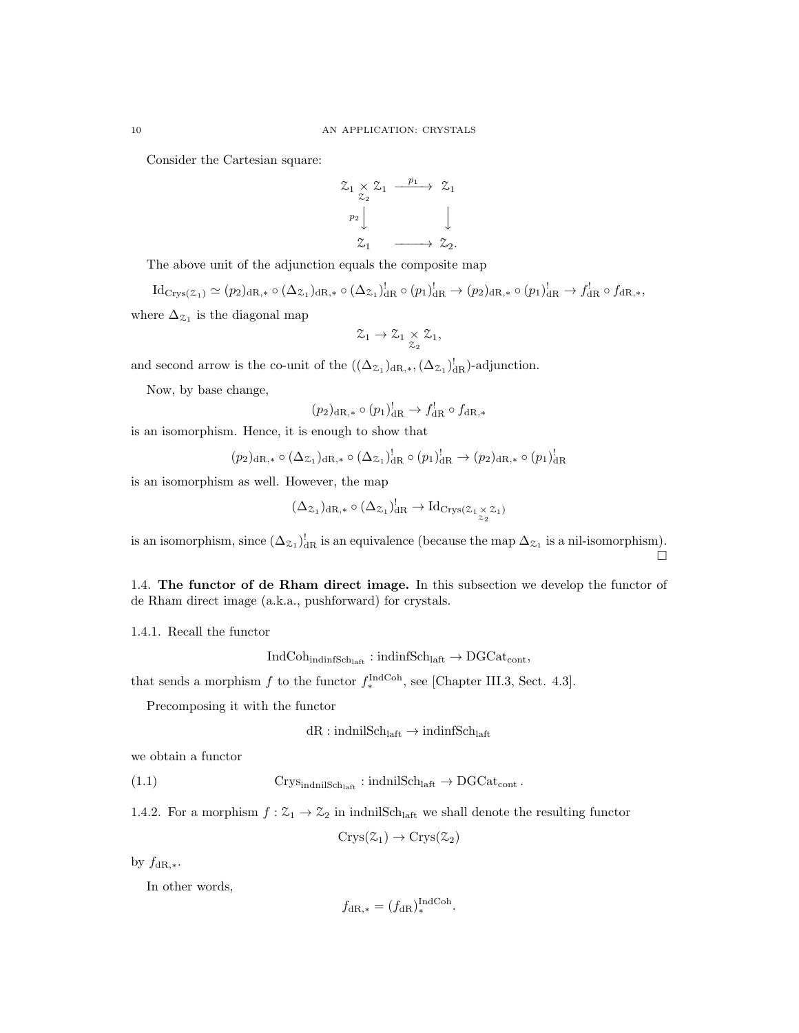Consider the Cartesian square:

$$
\begin{array}{ccc}
\mathcal{Z}_1 \underset{\mathcal{Z}_2}{\times} \mathcal{Z}_1 & \xrightarrow{p_1} & \mathcal{Z}_1 \\
{\scriptstyle p_2}\downarrow & & \downarrow \\
\mathcal{Z}_1 & \longrightarrow & \mathcal{Z}_2.
\end{array}
$$

The above unit of the adjunction equals the composite map

$$\mathrm{Id}_{\mathrm{Crys}(\mathcal{Z}_1)} \simeq (p_2)_{\mathrm{dR},*} \circ (\Delta_{\mathcal{Z}_1})_{\mathrm{dR},*} \circ (\Delta_{\mathcal{Z}_1})^!_{\mathrm{dR}} \circ (p_1)^!_{\mathrm{dR}} \to (p_2)_{\mathrm{dR},*} \circ (p_1)^!_{\mathrm{dR}} \to f^!_{\mathrm{dR}} \circ f_{\mathrm{dR},*},$$

where $\Delta_{\mathcal{Z}_1}$ is the diagonal map

$$\mathcal{Z}_1 \to \mathcal{Z}_1 \underset{\mathcal{Z}_2}{\times} \mathcal{Z}_1,$$

and second arrow is the co-unit of the $((\Delta_{\mathcal{Z}_1})_{\mathrm{dR},*}, (\Delta_{\mathcal{Z}_1})^!_{\mathrm{dR}})$-adjunction.

Now, by base change,

$$(p_2)_{\mathrm{dR},*} \circ (p_1)^!_{\mathrm{dR}} \to f^!_{\mathrm{dR}} \circ f_{\mathrm{dR},*}$$

is an isomorphism. Hence, it is enough to show that

$$(p_2)_{\mathrm{dR},*} \circ (\Delta_{\mathcal{Z}_1})_{\mathrm{dR},*} \circ (\Delta_{\mathcal{Z}_1})^!_{\mathrm{dR}} \circ (p_1)^!_{\mathrm{dR}} \to (p_2)_{\mathrm{dR},*} \circ (p_1)^!_{\mathrm{dR}}$$

is an isomorphism as well. However, the map

$$(\Delta_{\mathcal{Z}_1})_{\mathrm{dR},*} \circ (\Delta_{\mathcal{Z}_1})^!_{\mathrm{dR}} \to \mathrm{Id}_{\mathrm{Crys}(\mathcal{Z}_1 \underset{\mathcal{Z}_2}{\times} \mathcal{Z}_1)}$$

is an isomorphism, since $(\Delta_{\mathcal{Z}_1})^!_{\mathrm{dR}}$ is an equivalence (because the map $\Delta_{\mathcal{Z}_1}$ is a nil-isomorphism). □

### 1.4. **The functor of de Rham direct image.**

In this subsection we develop the functor of de Rham direct image (a.k.a., pushforward) for crystals.

1.4.1. Recall the functor

$$\mathrm{IndCoh}_{\mathrm{indinfSch}_{\mathrm{laft}}} : \mathrm{indinfSch}_{\mathrm{laft}} \to \mathrm{DGCat}_{\mathrm{cont}},$$

that sends a morphism $f$ to the functor $f^{\mathrm{IndCoh}}_*$, see [Chapter III.3, Sect. 4.3].

Precomposing it with the functor

$$\mathrm{dR} : \mathrm{indnilSch}_{\mathrm{laft}} \to \mathrm{indinfSch}_{\mathrm{laft}}$$

we obtain a functor

$$\mathrm{Crys}_{\mathrm{indnilSch}_{\mathrm{laft}}} : \mathrm{indnilSch}_{\mathrm{laft}} \to \mathrm{DGCat}_{\mathrm{cont}}. \tag{1.1}$$

1.4.2. For a morphism $f : \mathcal{Z}_1 \to \mathcal{Z}_2$ in $\mathrm{indnilSch}_{\mathrm{laft}}$ we shall denote the resulting functor

$$\mathrm{Crys}(\mathcal{Z}_1) \to \mathrm{Crys}(\mathcal{Z}_2)$$

by $f_{\mathrm{dR},*}$.

In other words,

$$f_{\mathrm{dR},*} = (f_{\mathrm{dR}})^{\mathrm{IndCoh}}_*.$$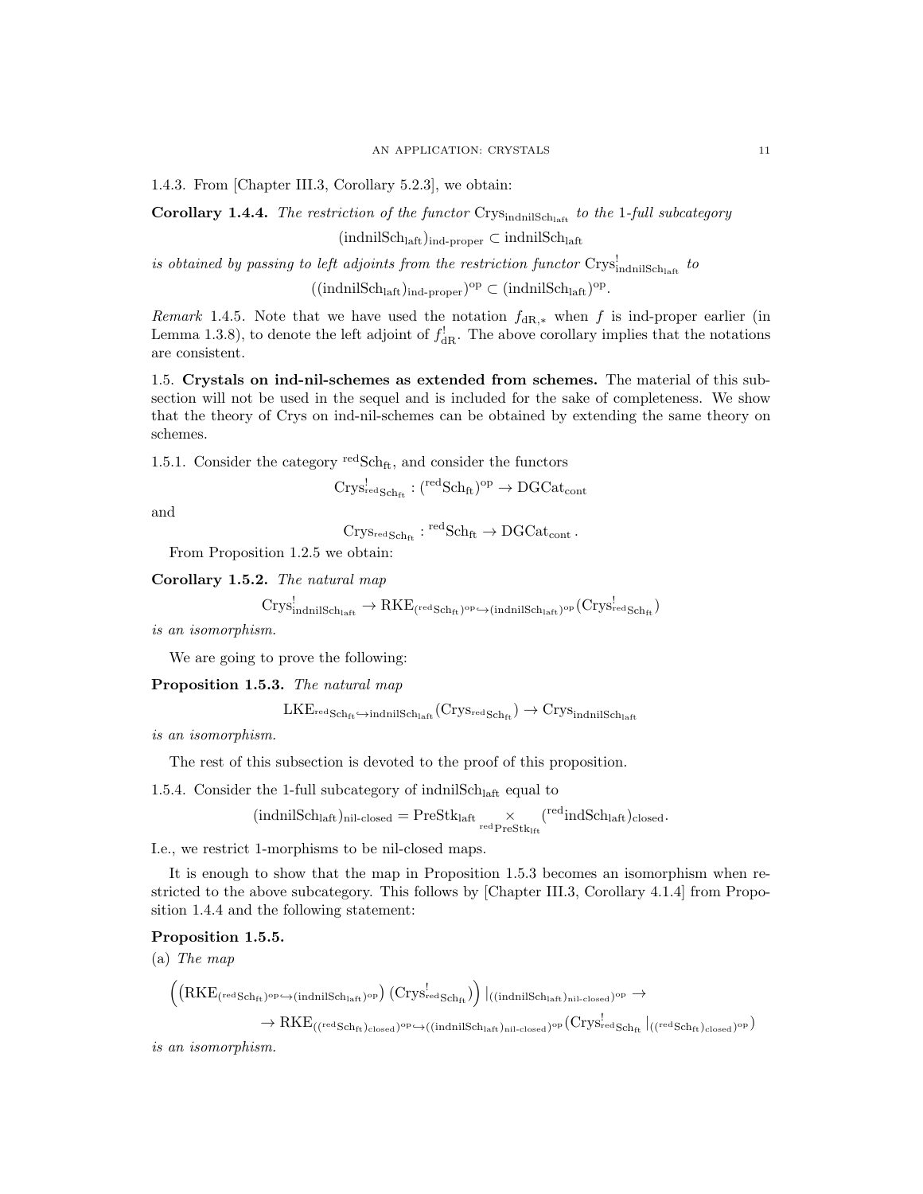1.4.3. From [Chapter III.3, Corollary 5.2.3], we obtain:

**Corollary 1.4.4.** *The restriction of the functor* $\mathrm{Crys}_{\mathrm{indnilSch_{laft}}}$ *to the* 1*-full subcategory*

$$(\mathrm{indnilSch_{laft}})_{\text{ind-proper}} \subset \mathrm{indnilSch_{laft}}$$

*is obtained by passing to left adjoints from the restriction functor* $\mathrm{Crys}^!_{\mathrm{indnilSch_{laft}}}$ *to*

$$((\mathrm{indnilSch_{laft}})_{\text{ind-proper}})^{\mathrm{op}} \subset (\mathrm{indnilSch_{laft}})^{\mathrm{op}}.$$

*Remark* 1.4.5. Note that we have used the notation $f_{\mathrm{dR},*}$ when $f$ is ind-proper earlier (in Lemma 1.3.8), to denote the left adjoint of $f^!_{\mathrm{dR}}$. The above corollary implies that the notations are consistent.

1.5. **Crystals on ind-nil-schemes as extended from schemes.** The material of this subsection will not be used in the sequel and is included for the sake of completeness. We show that the theory of Crys on ind-nil-schemes can be obtained by extending the same theory on schemes.

1.5.1. Consider the category ${}^{\mathrm{red}}\mathrm{Sch_{ft}}$, and consider the functors

$$\mathrm{Crys}^!_{{}^{\mathrm{red}}\mathrm{Sch_{ft}}} : ({}^{\mathrm{red}}\mathrm{Sch_{ft}})^{\mathrm{op}} \to \mathrm{DGCat_{cont}}$$

and

$$\mathrm{Crys}_{{}^{\mathrm{red}}\mathrm{Sch_{ft}}} : {}^{\mathrm{red}}\mathrm{Sch_{ft}} \to \mathrm{DGCat_{cont}}.$$

From Proposition 1.2.5 we obtain:

**Corollary 1.5.2.** *The natural map*

$$\mathrm{Crys}^!_{\mathrm{indnilSch_{laft}}} \to \mathrm{RKE}_{({}^{\mathrm{red}}\mathrm{Sch_{ft}})^{\mathrm{op}} \hookrightarrow (\mathrm{indnilSch_{laft}})^{\mathrm{op}}}(\mathrm{Crys}^!_{{}^{\mathrm{red}}\mathrm{Sch_{ft}}})$$

*is an isomorphism.*

We are going to prove the following:

**Proposition 1.5.3.** *The natural map*

$$\mathrm{LKE}_{{}^{\mathrm{red}}\mathrm{Sch_{ft}} \hookrightarrow \mathrm{indnilSch_{laft}}}(\mathrm{Crys}_{{}^{\mathrm{red}}\mathrm{Sch_{ft}}}) \to \mathrm{Crys}_{\mathrm{indnilSch_{laft}}}$$

*is an isomorphism.*

The rest of this subsection is devoted to the proof of this proposition.

1.5.4. Consider the 1-full subcategory of $\mathrm{indnilSch_{laft}}$ equal to

$$(\mathrm{indnilSch_{laft}})_{\text{nil-closed}} = \mathrm{PreStk_{laft}} \underset{{}^{\mathrm{red}}\mathrm{PreStk_{lft}}}{\times} ({}^{\mathrm{red}}\mathrm{indSch_{laft}})_{\mathrm{closed}}.$$

I.e., we restrict 1-morphisms to be nil-closed maps.

It is enough to show that the map in Proposition 1.5.3 becomes an isomorphism when restricted to the above subcategory. This follows by [Chapter III.3, Corollary 4.1.4] from Proposition 1.4.4 and the following statement:

**Proposition 1.5.5.**

(a) *The map*

$$\Big(\big(\mathrm{RKE}_{({}^{\mathrm{red}}\mathrm{Sch_{ft}})^{\mathrm{op}} \hookrightarrow (\mathrm{indnilSch_{laft}})^{\mathrm{op}}}\big)\,(\mathrm{Crys}^!_{{}^{\mathrm{red}}\mathrm{Sch_{ft}}})\Big)\,|_{((\mathrm{indnilSch_{laft}})_{\text{nil-closed}})^{\mathrm{op}}} \to$$
$$\to \mathrm{RKE}_{(({}^{\mathrm{red}}\mathrm{Sch_{ft}})_{\mathrm{closed}})^{\mathrm{op}} \hookrightarrow ((\mathrm{indnilSch_{laft}})_{\text{nil-closed}})^{\mathrm{op}}}(\mathrm{Crys}^!_{{}^{\mathrm{red}}\mathrm{Sch_{ft}}}\,|_{(({}^{\mathrm{red}}\mathrm{Sch_{ft}})_{\mathrm{closed}})^{\mathrm{op}}})$$

*is an isomorphism.*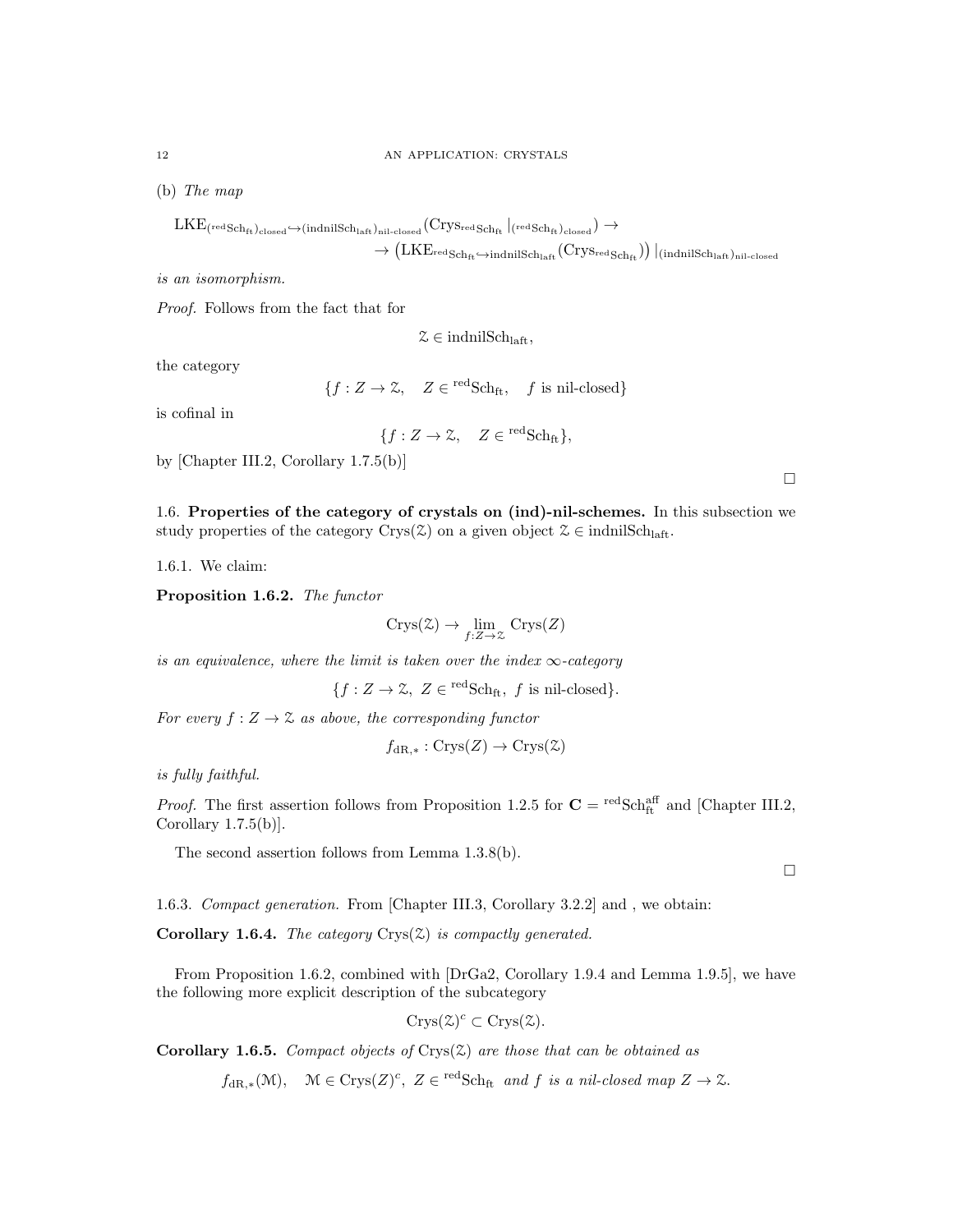(b) *The map*

$$\mathrm{LKE}_{({}^{\mathrm{red}}\mathrm{Sch}_{\mathrm{ft}})_{\mathrm{closed}} \hookrightarrow (\mathrm{indnilSch}_{\mathrm{laft}})_{\text{nil-closed}}}(\mathrm{Crys}_{{}^{\mathrm{red}}\mathrm{Sch}_{\mathrm{ft}}}|_{({}^{\mathrm{red}}\mathrm{Sch}_{\mathrm{ft}})_{\mathrm{closed}}}) \to$$
$$\to \left(\mathrm{LKE}_{{}^{\mathrm{red}}\mathrm{Sch}_{\mathrm{ft}} \hookrightarrow \mathrm{indnilSch}_{\mathrm{laft}}}(\mathrm{Crys}_{{}^{\mathrm{red}}\mathrm{Sch}_{\mathrm{ft}}})\right)|_{(\mathrm{indnilSch}_{\mathrm{laft}})_{\text{nil-closed}}}$$

*is an isomorphism.*

*Proof.* Follows from the fact that for

$$\mathcal{Z} \in \mathrm{indnilSch}_{\mathrm{laft}},$$

the category

$$\{f : Z \to \mathcal{Z}, \quad Z \in {}^{\mathrm{red}}\mathrm{Sch}_{\mathrm{ft}}, \quad f \text{ is nil-closed}\}$$

is cofinal in

$$\{f : Z \to \mathcal{Z}, \quad Z \in {}^{\mathrm{red}}\mathrm{Sch}_{\mathrm{ft}}\},$$

by [Chapter III.2, Corollary 1.7.5(b)]

□

1.6. **Properties of the category of crystals on (ind)-nil-schemes.** In this subsection we study properties of the category $\mathrm{Crys}(\mathcal{Z})$ on a given object $\mathcal{Z} \in \mathrm{indnilSch}_{\mathrm{laft}}$.

1.6.1. We claim:

**Proposition 1.6.2.** *The functor*

$$\mathrm{Crys}(\mathcal{Z}) \to \lim_{f : Z \to \mathcal{Z}} \mathrm{Crys}(Z)$$

*is an equivalence, where the limit is taken over the index $\infty$-category*

$$\{f : Z \to \mathcal{Z}, \ Z \in {}^{\mathrm{red}}\mathrm{Sch}_{\mathrm{ft}}, \ f \text{ is nil-closed}\}.$$

*For every $f : Z \to \mathcal{Z}$ as above, the corresponding functor*

$$f_{\mathrm{dR},*} : \mathrm{Crys}(Z) \to \mathrm{Crys}(\mathcal{Z})$$

*is fully faithful.*

*Proof.* The first assertion follows from Proposition 1.2.5 for $\mathbf{C} = {}^{\mathrm{red}}\mathrm{Sch}^{\mathrm{aff}}_{\mathrm{ft}}$ and [Chapter III.2, Corollary 1.7.5(b)].

The second assertion follows from Lemma 1.3.8(b).

□

1.6.3. *Compact generation.* From [Chapter III.3, Corollary 3.2.2] and , we obtain:

**Corollary 1.6.4.** *The category $\mathrm{Crys}(\mathcal{Z})$ is compactly generated.*

From Proposition 1.6.2, combined with [DrGa2, Corollary 1.9.4 and Lemma 1.9.5], we have the following more explicit description of the subcategory

$$\mathrm{Crys}(\mathcal{Z})^c \subset \mathrm{Crys}(\mathcal{Z}).$$

**Corollary 1.6.5.** *Compact objects of $\mathrm{Crys}(\mathcal{Z})$ are those that can be obtained as*

$$f_{\mathrm{dR},*}(\mathcal{M}), \quad \mathcal{M} \in \mathrm{Crys}(Z)^c, \ Z \in {}^{\mathrm{red}}\mathrm{Sch}_{\mathrm{ft}} \ \textit{and } f \textit{ is a nil-closed map } Z \to \mathcal{Z}.$$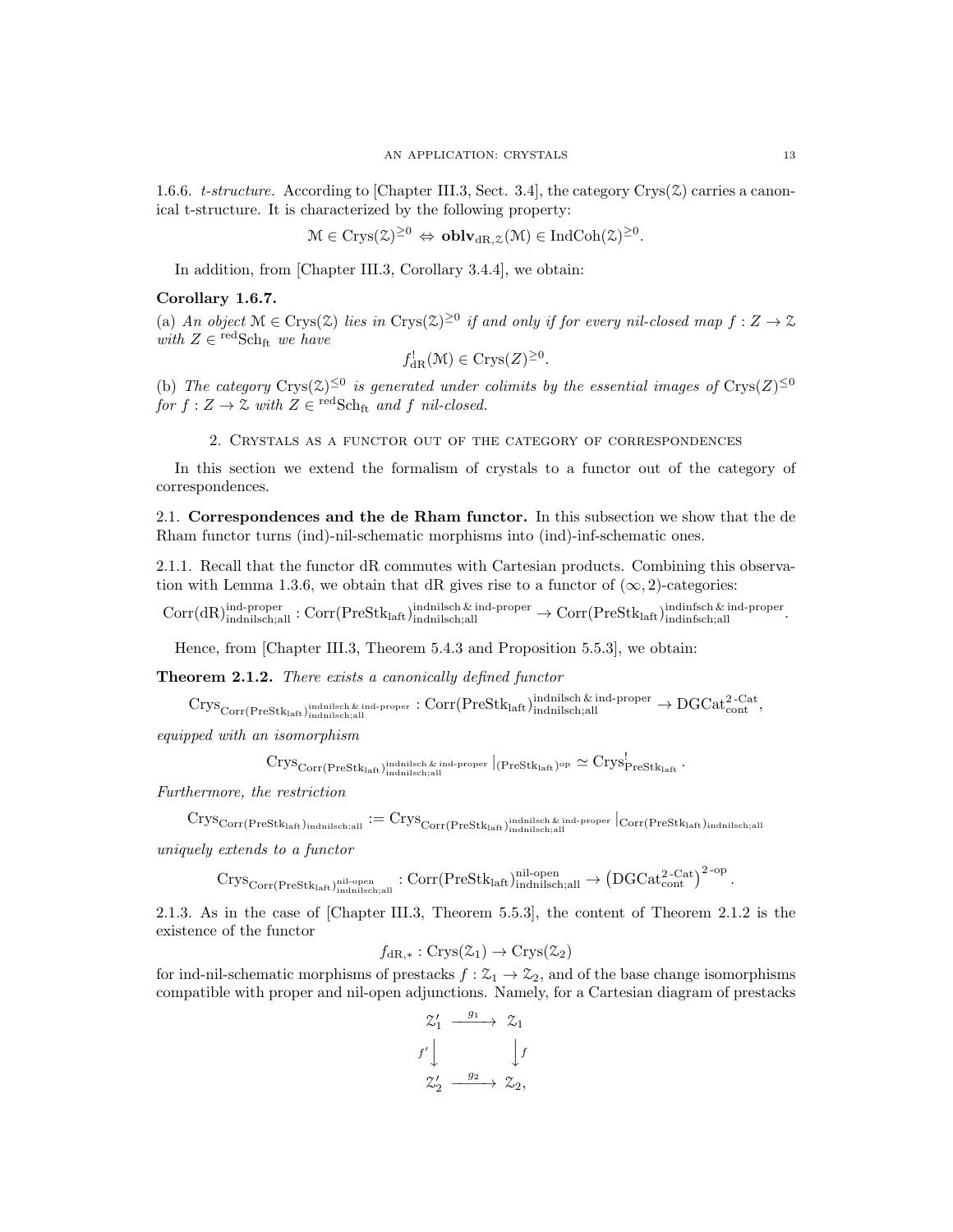1.6.6. *t-structure.* According to [Chapter III.3, Sect. 3.4], the category $\mathrm{Crys}(\mathcal{Z})$ carries a canonical t-structure. It is characterized by the following property:

$$\mathcal{M} \in \mathrm{Crys}(\mathcal{Z})^{\geq 0} \Leftrightarrow \mathbf{oblv}_{\mathrm{dR},\mathcal{Z}}(\mathcal{M}) \in \mathrm{IndCoh}(\mathcal{Z})^{\geq 0}.$$

In addition, from [Chapter III.3, Corollary 3.4.4], we obtain:

**Corollary 1.6.7.**

(a) *An object $\mathcal{M} \in \mathrm{Crys}(\mathcal{Z})$ lies in $\mathrm{Crys}(\mathcal{Z})^{\geq 0}$ if and only if for every nil-closed map $f : Z \to \mathcal{Z}$ with $Z \in {}^{\mathrm{red}}\mathrm{Sch}_{\mathrm{ft}}$ we have*

$$f^!_{\mathrm{dR}}(\mathcal{M}) \in \mathrm{Crys}(Z)^{\geq 0}.$$

(b) *The category $\mathrm{Crys}(\mathcal{Z})^{\leq 0}$ is generated under colimits by the essential images of $\mathrm{Crys}(Z)^{\leq 0}$ for $f : Z \to \mathcal{Z}$ with $Z \in {}^{\mathrm{red}}\mathrm{Sch}_{\mathrm{ft}}$ and $f$ nil-closed.*

## 2. Crystals as a functor out of the category of correspondences

In this section we extend the formalism of crystals to a functor out of the category of correspondences.

2.1. **Correspondences and the de Rham functor.** In this subsection we show that the de Rham functor turns (ind)-nil-schematic morphisms into (ind)-inf-schematic ones.

2.1.1. Recall that the functor dR commutes with Cartesian products. Combining this observation with Lemma 1.3.6, we obtain that dR gives rise to a functor of $(\infty, 2)$-categories:

$$\mathrm{Corr}(\mathrm{dR})^{\mathrm{ind\text{-}proper}}_{\mathrm{indnilsch;all}} : \mathrm{Corr}(\mathrm{PreStk}_{\mathrm{laft}})^{\mathrm{indnilsch\,\&\,ind\text{-}proper}}_{\mathrm{indnilsch;all}} \to \mathrm{Corr}(\mathrm{PreStk}_{\mathrm{laft}})^{\mathrm{indinfsch\,\&\,ind\text{-}proper}}_{\mathrm{indinfsch;all}}.$$

Hence, from [Chapter III.3, Theorem 5.4.3 and Proposition 5.5.3], we obtain:

**Theorem 2.1.2.** *There exists a canonically defined functor*

$$\mathrm{Crys}_{\mathrm{Corr}(\mathrm{PreStk}_{\mathrm{laft}})^{\mathrm{indnilsch\,\&\,ind\text{-}proper}}_{\mathrm{indnilsch;all}}} : \mathrm{Corr}(\mathrm{PreStk}_{\mathrm{laft}})^{\mathrm{indnilsch\,\&\,ind\text{-}proper}}_{\mathrm{indnilsch;all}} \to \mathrm{DGCat}^{2\text{-}\mathrm{Cat}}_{\mathrm{cont}},$$

*equipped with an isomorphism*

$$\mathrm{Crys}_{\mathrm{Corr}(\mathrm{PreStk}_{\mathrm{laft}})^{\mathrm{indnilsch\,\&\,ind\text{-}proper}}_{\mathrm{indnilsch;all}}}|_{(\mathrm{PreStk}_{\mathrm{laft}})^{\mathrm{op}}} \simeq \mathrm{Crys}^!_{\mathrm{PreStk}_{\mathrm{laft}}}.$$

*Furthermore, the restriction*

$$\mathrm{Crys}_{\mathrm{Corr}(\mathrm{PreStk}_{\mathrm{laft}})_{\mathrm{indnilsch;all}}} := \mathrm{Crys}_{\mathrm{Corr}(\mathrm{PreStk}_{\mathrm{laft}})^{\mathrm{indnilsch\,\&\,ind\text{-}proper}}_{\mathrm{indnilsch;all}}}|_{\mathrm{Corr}(\mathrm{PreStk}_{\mathrm{laft}})_{\mathrm{indnilsch;all}}}$$

*uniquely extends to a functor*

$$\mathrm{Crys}_{\mathrm{Corr}(\mathrm{PreStk}_{\mathrm{laft}})^{\mathrm{nil\text{-}open}}_{\mathrm{indnilsch;all}}} : \mathrm{Corr}(\mathrm{PreStk}_{\mathrm{laft}})^{\mathrm{nil\text{-}open}}_{\mathrm{indnilsch;all}} \to \left(\mathrm{DGCat}^{2\text{-}\mathrm{Cat}}_{\mathrm{cont}}\right)^{2\text{-}\mathrm{op}}.$$

2.1.3. As in the case of [Chapter III.3, Theorem 5.5.3], the content of Theorem 2.1.2 is the existence of the functor

$$f_{\mathrm{dR},*} : \mathrm{Crys}(\mathcal{Z}_1) \to \mathrm{Crys}(\mathcal{Z}_2)$$

for ind-nil-schematic morphisms of prestacks $f : \mathcal{Z}_1 \to \mathcal{Z}_2$, and of the base change isomorphisms compatible with proper and nil-open adjunctions. Namely, for a Cartesian diagram of prestacks

$$\begin{array}{ccc}
\mathcal{Z}'_1 & \xrightarrow{g_1} & \mathcal{Z}_1 \\
{\scriptstyle f'}\big\downarrow & & \big\downarrow{\scriptstyle f} \\
\mathcal{Z}'_2 & \xrightarrow{g_2} & \mathcal{Z}_2,
\end{array}$$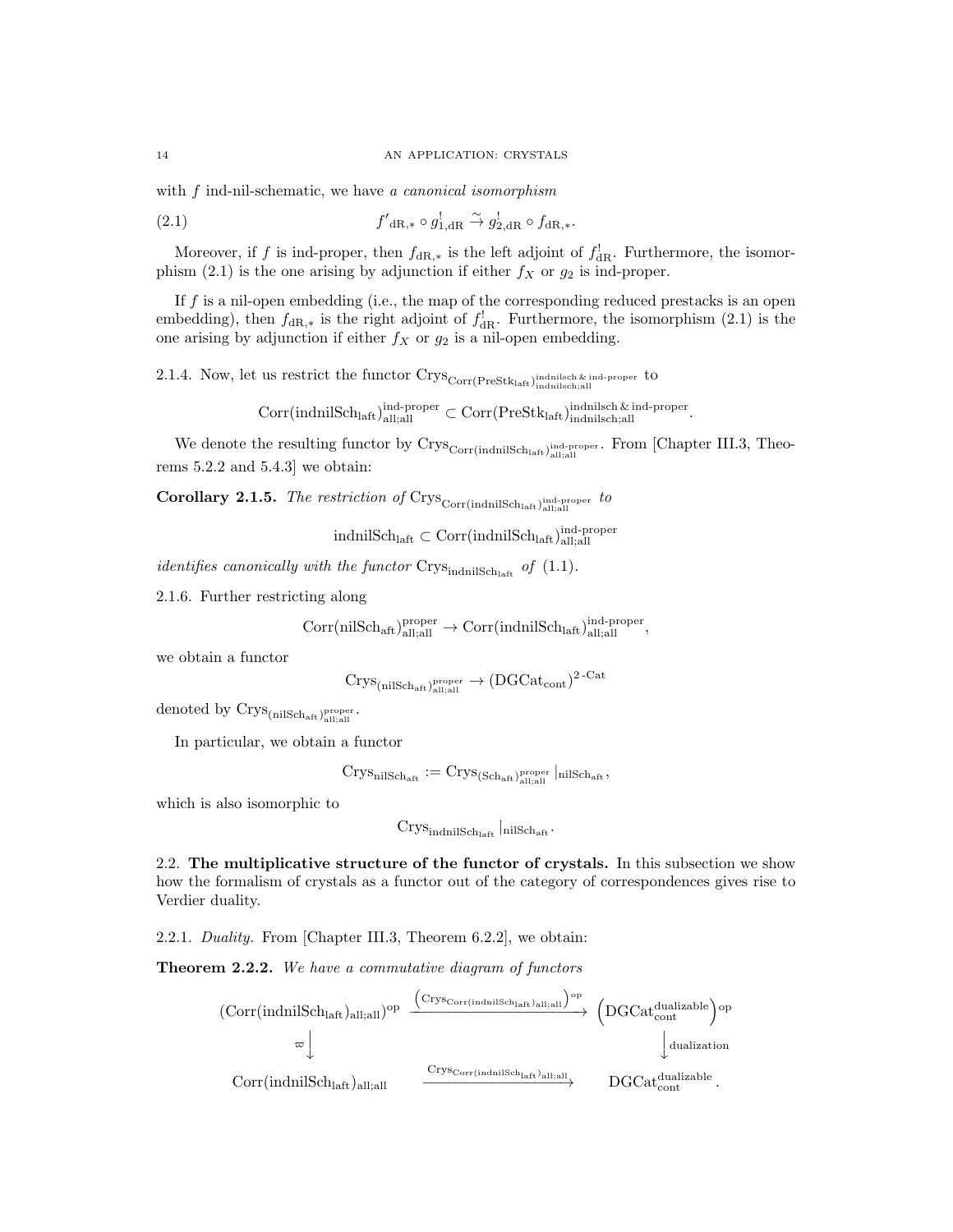with $f$ ind-nil-schematic, we have *a canonical isomorphism*

$$f'_{\mathrm{dR},*} \circ g^!_{1,\mathrm{dR}} \overset{\sim}{\to} g^!_{2,\mathrm{dR}} \circ f_{\mathrm{dR},*}. \tag{2.1}$$

Moreover, if $f$ is ind-proper, then $f_{\mathrm{dR},*}$ is the left adjoint of $f^!_{\mathrm{dR}}$. Furthermore, the isomorphism (2.1) is the one arising by adjunction if either $f_X$ or $g_2$ is ind-proper.

If $f$ is a nil-open embedding (i.e., the map of the corresponding reduced prestacks is an open embedding), then $f_{\mathrm{dR},*}$ is the right adjoint of $f^!_{\mathrm{dR}}$. Furthermore, the isomorphism (2.1) is the one arising by adjunction if either $f_X$ or $g_2$ is a nil-open embedding.

2.1.4. Now, let us restrict the functor $\mathrm{Crys}_{\mathrm{Corr}(\mathrm{PreStk}_{\mathrm{laft}})^{\mathrm{indnilsch}\,\&\,\mathrm{ind\text{-}proper}}_{\mathrm{indnilsch;all}}}$ to

$$\mathrm{Corr}(\mathrm{indnilSch}_{\mathrm{laft}})^{\mathrm{ind\text{-}proper}}_{\mathrm{all;all}} \subset \mathrm{Corr}(\mathrm{PreStk}_{\mathrm{laft}})^{\mathrm{indnilsch}\,\&\,\mathrm{ind\text{-}proper}}_{\mathrm{indnilsch;all}}.$$

We denote the resulting functor by $\mathrm{Crys}_{\mathrm{Corr}(\mathrm{indnilSch}_{\mathrm{laft}})^{\mathrm{ind\text{-}proper}}_{\mathrm{all;all}}}$. From [Chapter III.3, Theorems 5.2.2 and 5.4.3] we obtain:

**Corollary 2.1.5.** *The restriction of* $\mathrm{Crys}_{\mathrm{Corr}(\mathrm{indnilSch}_{\mathrm{laft}})^{\mathrm{ind\text{-}proper}}_{\mathrm{all;all}}}$ *to*

$$\mathrm{indnilSch}_{\mathrm{laft}} \subset \mathrm{Corr}(\mathrm{indnilSch}_{\mathrm{laft}})^{\mathrm{ind\text{-}proper}}_{\mathrm{all;all}}$$

*identifies canonically with the functor* $\mathrm{Crys}_{\mathrm{indnilSch}_{\mathrm{laft}}}$ *of* (1.1).

2.1.6. Further restricting along

$$\mathrm{Corr}(\mathrm{nilSch}_{\mathrm{aft}})^{\mathrm{proper}}_{\mathrm{all;all}} \to \mathrm{Corr}(\mathrm{indnilSch}_{\mathrm{laft}})^{\mathrm{ind\text{-}proper}}_{\mathrm{all;all}},$$

we obtain a functor

$$\mathrm{Crys}_{(\mathrm{nilSch}_{\mathrm{aft}})^{\mathrm{proper}}_{\mathrm{all;all}}} \to (\mathrm{DGCat}_{\mathrm{cont}})^{2\text{-}\mathrm{Cat}}$$

denoted by $\mathrm{Crys}_{(\mathrm{nilSch}_{\mathrm{aft}})^{\mathrm{proper}}_{\mathrm{all;all}}}$.

In particular, we obtain a functor

$$\mathrm{Crys}_{\mathrm{nilSch}_{\mathrm{aft}}} := \mathrm{Crys}_{(\mathrm{Sch}_{\mathrm{aft}})^{\mathrm{proper}}_{\mathrm{all;all}}}|_{\mathrm{nilSch}_{\mathrm{aft}}},$$

which is also isomorphic to

$$\mathrm{Crys}_{\mathrm{indnilSch}_{\mathrm{laft}}}|_{\mathrm{nilSch}_{\mathrm{aft}}}.$$

2.2. **The multiplicative structure of the functor of crystals.** In this subsection we show how the formalism of crystals as a functor out of the category of correspondences gives rise to Verdier duality.

2.2.1. *Duality.* From [Chapter III.3, Theorem 6.2.2], we obtain:

**Theorem 2.2.2.** *We have a commutative diagram of functors*

$$\begin{array}{ccc}
(\mathrm{Corr}(\mathrm{indnilSch}_{\mathrm{laft}})_{\mathrm{all;all}})^{\mathrm{op}} & \xrightarrow{\left(\mathrm{Crys}_{\mathrm{Corr}(\mathrm{indnilSch}_{\mathrm{laft}})_{\mathrm{all;all}}}\right)^{\mathrm{op}}} & \left(\mathrm{DGCat}^{\mathrm{dualizable}}_{\mathrm{cont}}\right)^{\mathrm{op}} \\
\varpi \big\downarrow & & \big\downarrow \mathrm{dualization} \\
\mathrm{Corr}(\mathrm{indnilSch}_{\mathrm{laft}})_{\mathrm{all;all}} & \xrightarrow{\mathrm{Crys}_{\mathrm{Corr}(\mathrm{indnilSch}_{\mathrm{laft}})_{\mathrm{all;all}}}} & \mathrm{DGCat}^{\mathrm{dualizable}}_{\mathrm{cont}}.
\end{array}$$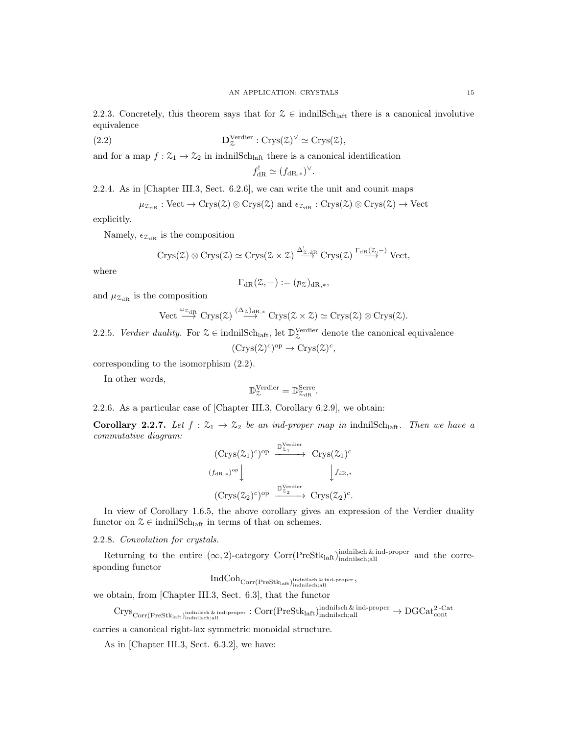2.2.3. Concretely, this theorem says that for $\mathcal{Z} \in \text{indnilSch}_{\text{laft}}$ there is a canonical involutive equivalence

$$\mathbf{D}^{\text{Verdier}}_{\mathcal{Z}} : \text{Crys}(\mathcal{Z})^\vee \simeq \text{Crys}(\mathcal{Z}), \tag{2.2}$$

and for a map $f : \mathcal{Z}_1 \to \mathcal{Z}_2$ in $\text{indnilSch}_{\text{laft}}$ there is a canonical identification

$$f^!_{\text{dR}} \simeq (f_{\text{dR},*})^\vee.$$

2.2.4. As in [Chapter III.3, Sect. 6.2.6], we can write the unit and counit maps

$$\mu_{\mathcal{Z}_{\text{dR}}} : \text{Vect} \to \text{Crys}(\mathcal{Z}) \otimes \text{Crys}(\mathcal{Z}) \text{ and } \epsilon_{\mathcal{Z}_{\text{dR}}} : \text{Crys}(\mathcal{Z}) \otimes \text{Crys}(\mathcal{Z}) \to \text{Vect}$$

explicitly.

Namely, $\epsilon_{\mathcal{Z}_{\text{dR}}}$ is the composition

$$\text{Crys}(\mathcal{Z}) \otimes \text{Crys}(\mathcal{Z}) \simeq \text{Crys}(\mathcal{Z} \times \mathcal{Z}) \overset{\Delta^!_{\mathcal{Z},\text{dR}}}{\longrightarrow} \text{Crys}(\mathcal{Z}) \overset{\Gamma_{\text{dR}}(\mathcal{Z},-)}{\longrightarrow} \text{Vect},$$

where

$$\Gamma_{\text{dR}}(\mathcal{Z},-) := (p_{\mathcal{Z}})_{\text{dR},*},$$

and $\mu_{\mathcal{Z}_{\text{dR}}}$ is the composition

$$\text{Vect} \overset{\omega_{\mathcal{Z}_{\text{dR}}}}{\longrightarrow} \text{Crys}(\mathcal{Z}) \overset{(\Delta_{\mathcal{Z}})_{\text{dR},*}}{\longrightarrow} \text{Crys}(\mathcal{Z} \times \mathcal{Z}) \simeq \text{Crys}(\mathcal{Z}) \otimes \text{Crys}(\mathcal{Z}).$$

2.2.5. *Verdier duality.* For $\mathcal{Z} \in \text{indnilSch}_{\text{laft}}$, let $\mathbb{D}^{\text{Verdier}}_{\mathcal{Z}}$ denote the canonical equivalence

$$(\text{Crys}(\mathcal{Z})^c)^{\text{op}} \to \text{Crys}(\mathcal{Z})^c,$$

corresponding to the isomorphism (2.2).

In other words,

$$\mathbb{D}^{\text{Verdier}}_{\mathcal{Z}} = \mathbb{D}^{\text{Serre}}_{\mathcal{Z}_{\text{dR}}}.$$

2.2.6. As a particular case of [Chapter III.3, Corollary 6.2.9], we obtain:

**Corollary 2.2.7.** *Let $f : \mathcal{Z}_1 \to \mathcal{Z}_2$ be an ind-proper map in* $\text{indnilSch}_{\text{laft}}$. *Then we have a commutative diagram:*

$$\begin{array}{ccc}
(\text{Crys}(\mathcal{Z}_1)^c)^{\text{op}} & \overset{\mathbb{D}^{\text{Verdier}}_{\mathcal{Z}_1}}{\longrightarrow} & \text{Crys}(\mathcal{Z}_1)^c \\
{\scriptstyle (f_{\text{dR},*})^{\text{op}}}\downarrow & & \downarrow{\scriptstyle f_{\text{dR},*}} \\
(\text{Crys}(\mathcal{Z}_2)^c)^{\text{op}} & \overset{\mathbb{D}^{\text{Verdier}}_{\mathcal{Z}_2}}{\longrightarrow} & \text{Crys}(\mathcal{Z}_2)^c.
\end{array}$$

In view of Corollary 1.6.5, the above corollary gives an expression of the Verdier duality functor on $\mathcal{Z} \in \text{indnilSch}_{\text{laft}}$ in terms of that on schemes.

2.2.8. *Convolution for crystals.*

Returning to the entire $(\infty, 2)$-category $\text{Corr}(\text{PreStk}_{\text{laft}})^{\text{indnilsch} \,\&\, \text{ind-proper}}_{\text{indnilsch;all}}$ and the corresponding functor

$$\text{IndCoh}_{\text{Corr}(\text{PreStk}_{\text{laft}})^{\text{indnilsch} \,\&\, \text{ind-proper}}_{\text{indnilsch;all}}},$$

we obtain, from [Chapter III.3, Sect. 6.3], that the functor

$$\text{Crys}_{\text{Corr}(\text{PreStk}_{\text{laft}})^{\text{indnilsch} \,\&\, \text{ind-proper}}_{\text{indnilsch;all}}} : \text{Corr}(\text{PreStk}_{\text{laft}})^{\text{indnilsch} \,\&\, \text{ind-proper}}_{\text{indnilsch;all}} \to \text{DGCat}^{2\text{-Cat}}_{\text{cont}}$$

carries a canonical right-lax symmetric monoidal structure.

As in [Chapter III.3, Sect. 6.3.2], we have: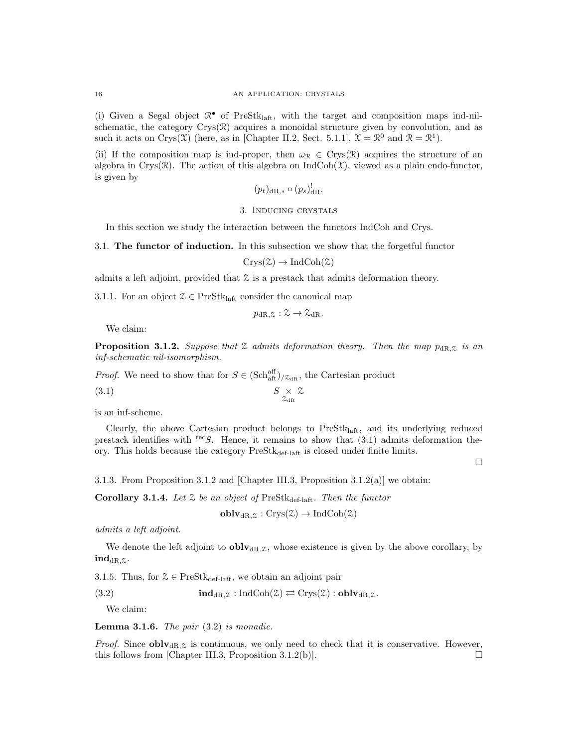(i) Given a Segal object $\mathcal{R}^\bullet$ of $\mathrm{PreStk}_{\mathrm{laft}}$, with the target and composition maps ind-nil-schematic, the category $\mathrm{Crys}(\mathcal{R})$ acquires a monoidal structure given by convolution, and as such it acts on $\mathrm{Crys}(\mathcal{X})$ (here, as in [Chapter II.2, Sect. 5.1.1], $\mathcal{X} = \mathcal{R}^0$ and $\mathcal{R} = \mathcal{R}^1$).

(ii) If the composition map is ind-proper, then $\omega_{\mathcal{R}} \in \mathrm{Crys}(\mathcal{R})$ acquires the structure of an algebra in $\mathrm{Crys}(\mathcal{R})$. The action of this algebra on $\mathrm{IndCoh}(\mathcal{X})$, viewed as a plain endo-functor, is given by

$$(p_t)_{\mathrm{dR},*} \circ (p_s)^!_{\mathrm{dR}}.$$

## 3. Inducing crystals

In this section we study the interaction between the functors IndCoh and Crys.

### 3.1. The functor of induction.

In this subsection we show that the forgetful functor

$$\mathrm{Crys}(\mathcal{Z}) \to \mathrm{IndCoh}(\mathcal{Z})$$

admits a left adjoint, provided that $\mathcal{Z}$ is a prestack that admits deformation theory.

3.1.1. For an object $\mathcal{Z} \in \mathrm{PreStk}_{\mathrm{laft}}$ consider the canonical map

$$p_{\mathrm{dR},\mathcal{Z}} : \mathcal{Z} \to \mathcal{Z}_{\mathrm{dR}}.$$

We claim:

**Proposition 3.1.2.** *Suppose that $\mathcal{Z}$ admits deformation theory. Then the map $p_{\mathrm{dR},\mathcal{Z}}$ is an inf-schematic nil-isomorphism.*

*Proof.* We need to show that for $S \in (\mathrm{Sch}^{\mathrm{aff}}_{\mathrm{aft}})_{/\mathcal{Z}_{\mathrm{dR}}}$, the Cartesian product

$$S \underset{\mathcal{Z}_{\mathrm{dR}}}{\times} \mathcal{Z} \tag{3.1}$$

is an inf-scheme.

Clearly, the above Cartesian product belongs to $\mathrm{PreStk}_{\mathrm{laft}}$, and its underlying reduced prestack identifies with ${}^{\mathrm{red}}S$. Hence, it remains to show that (3.1) admits deformation theory. This holds because the category $\mathrm{PreStk}_{\mathrm{def\text{-}laft}}$ is closed under finite limits.

□

3.1.3. From Proposition 3.1.2 and [Chapter III.3, Proposition 3.1.2(a)] we obtain:

**Corollary 3.1.4.** *Let $\mathcal{Z}$ be an object of $\mathrm{PreStk}_{\mathrm{def\text{-}laft}}$. Then the functor*

$$\mathbf{oblv}_{\mathrm{dR},\mathcal{Z}} : \mathrm{Crys}(\mathcal{Z}) \to \mathrm{IndCoh}(\mathcal{Z})$$

*admits a left adjoint.*

We denote the left adjoint to $\mathbf{oblv}_{\mathrm{dR},\mathcal{Z}}$, whose existence is given by the above corollary, by $\mathbf{ind}_{\mathrm{dR},\mathcal{Z}}$.

3.1.5. Thus, for $\mathcal{Z} \in \mathrm{PreStk}_{\mathrm{def\text{-}laft}}$, we obtain an adjoint pair

$$\mathbf{ind}_{\mathrm{dR},\mathcal{Z}} : \mathrm{IndCoh}(\mathcal{Z}) \rightleftarrows \mathrm{Crys}(\mathcal{Z}) : \mathbf{oblv}_{\mathrm{dR},\mathcal{Z}}. \tag{3.2}$$

We claim:

**Lemma 3.1.6.** *The pair (3.2) is monadic.*

*Proof.* Since $\mathbf{oblv}_{\mathrm{dR},\mathcal{Z}}$ is continuous, we only need to check that it is conservative. However, this follows from [Chapter III.3, Proposition 3.1.2(b)]. □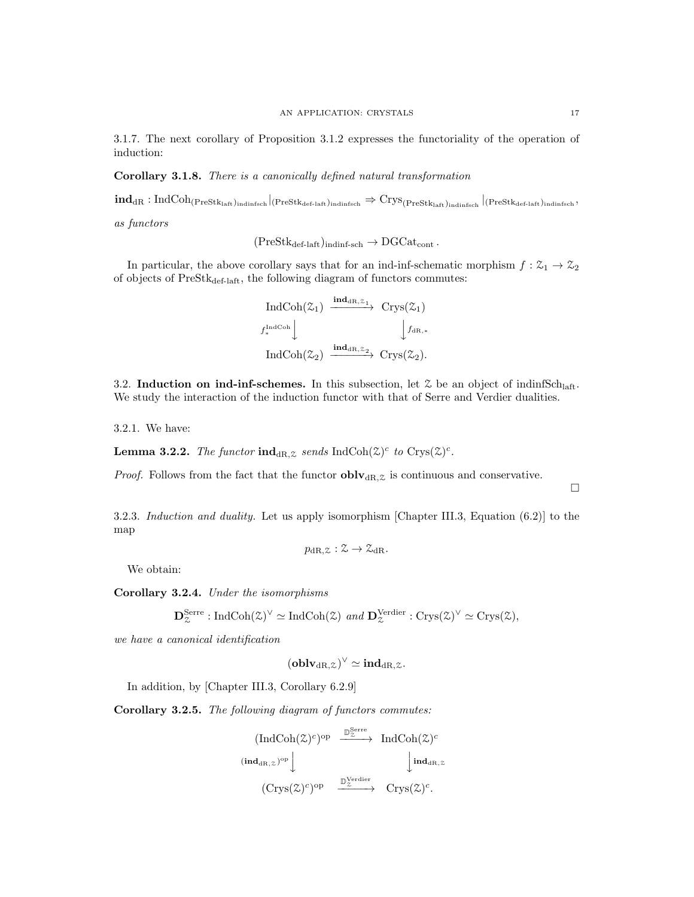3.1.7. The next corollary of Proposition 3.1.2 expresses the functoriality of the operation of induction:

**Corollary 3.1.8.** *There is a canonically defined natural transformation*

$$\mathbf{ind}_{\mathrm{dR}} : \mathrm{IndCoh}_{(\mathrm{PreStk}_{\mathrm{laft}})_{\mathrm{indinfsch}}}|_{(\mathrm{PreStk}_{\text{def-laft}})_{\mathrm{indinfsch}}} \Rightarrow \mathrm{Crys}_{(\mathrm{PreStk}_{\mathrm{laft}})_{\mathrm{indinfsch}}}|_{(\mathrm{PreStk}_{\text{def-laft}})_{\mathrm{indinfsch}}},$$

*as functors*

$$(\mathrm{PreStk}_{\text{def-laft}})_{\text{indinf-sch}} \to \mathrm{DGCat}_{\mathrm{cont}}.$$

In particular, the above corollary says that for an ind-inf-schematic morphism $f : \mathcal{Z}_1 \to \mathcal{Z}_2$ of objects of $\mathrm{PreStk}_{\text{def-laft}}$, the following diagram of functors commutes:

$$\begin{array}{ccc}
\mathrm{IndCoh}(\mathcal{Z}_1) & \xrightarrow{\mathbf{ind}_{\mathrm{dR},\mathcal{Z}_1}} & \mathrm{Crys}(\mathcal{Z}_1) \\
{\scriptstyle f_*^{\mathrm{IndCoh}}}\downarrow & & \downarrow{\scriptstyle f_{\mathrm{dR},*}} \\
\mathrm{IndCoh}(\mathcal{Z}_2) & \xrightarrow{\mathbf{ind}_{\mathrm{dR},\mathcal{Z}_2}} & \mathrm{Crys}(\mathcal{Z}_2).
\end{array}$$

## 3.2. Induction on ind-inf-schemes.

In this subsection, let $\mathcal{Z}$ be an object of $\mathrm{indinfSch}_{\mathrm{laft}}$. We study the interaction of the induction functor with that of Serre and Verdier dualities.

3.2.1. We have:

**Lemma 3.2.2.** *The functor $\mathbf{ind}_{\mathrm{dR},\mathcal{Z}}$ sends $\mathrm{IndCoh}(\mathcal{Z})^c$ to $\mathrm{Crys}(\mathcal{Z})^c$.*

*Proof.* Follows from the fact that the functor $\mathbf{oblv}_{\mathrm{dR},\mathcal{Z}}$ is continuous and conservative. □

3.2.3. *Induction and duality.* Let us apply isomorphism [Chapter III.3, Equation (6.2)] to the map

$$p_{\mathrm{dR},\mathcal{Z}} : \mathcal{Z} \to \mathcal{Z}_{\mathrm{dR}}.$$

We obtain:

**Corollary 3.2.4.** *Under the isomorphisms*

$$\mathbf{D}_{\mathcal{Z}}^{\mathrm{Serre}} : \mathrm{IndCoh}(\mathcal{Z})^\vee \simeq \mathrm{IndCoh}(\mathcal{Z}) \text{ and } \mathbf{D}_{\mathcal{Z}}^{\mathrm{Verdier}} : \mathrm{Crys}(\mathcal{Z})^\vee \simeq \mathrm{Crys}(\mathcal{Z}),$$

*we have a canonical identification*

$$(\mathbf{oblv}_{\mathrm{dR},\mathcal{Z}})^\vee \simeq \mathbf{ind}_{\mathrm{dR},\mathcal{Z}}.$$

In addition, by [Chapter III.3, Corollary 6.2.9]

**Corollary 3.2.5.** *The following diagram of functors commutes:*

$$\begin{array}{ccc}
(\mathrm{IndCoh}(\mathcal{Z})^c)^{\mathrm{op}} & \xrightarrow{\mathbb{D}_{\mathcal{Z}}^{\mathrm{Serre}}} & \mathrm{IndCoh}(\mathcal{Z})^c \\
{\scriptstyle (\mathbf{ind}_{\mathrm{dR},\mathcal{Z}})^{\mathrm{op}}}\downarrow & & \downarrow{\scriptstyle \mathbf{ind}_{\mathrm{dR},\mathcal{Z}}} \\
(\mathrm{Crys}(\mathcal{Z})^c)^{\mathrm{op}} & \xrightarrow{\mathbb{D}_{\mathcal{Z}}^{\mathrm{Verdier}}} & \mathrm{Crys}(\mathcal{Z})^c.
\end{array}$$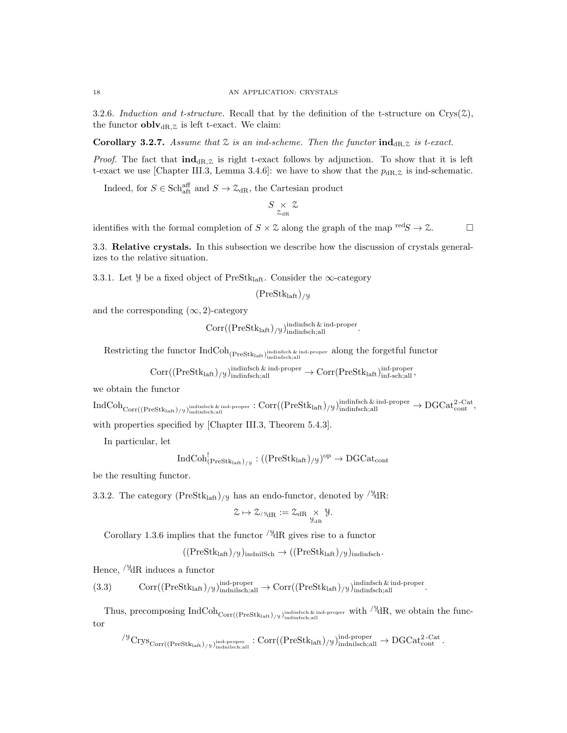3.2.6. *Induction and t-structure.* Recall that by the definition of the t-structure on $\mathrm{Crys}(\mathcal{Z})$, the functor $\mathbf{oblv}_{\mathrm{dR},\mathcal{Z}}$ is left t-exact. We claim:

**Corollary 3.2.7.** *Assume that $\mathcal{Z}$ is an ind-scheme. Then the functor $\mathbf{ind}_{\mathrm{dR},\mathcal{Z}}$ is t-exact.*

*Proof.* The fact that $\mathbf{ind}_{\mathrm{dR},\mathcal{Z}}$ is right t-exact follows by adjunction. To show that it is left t-exact we use [Chapter III.3, Lemma 3.4.6]: we have to show that the $p_{\mathrm{dR},\mathcal{Z}}$ is ind-schematic.

Indeed, for $S \in \mathrm{Sch}^{\mathrm{aff}}_{\mathrm{aft}}$ and $S \to \mathcal{Z}_{\mathrm{dR}}$, the Cartesian product

$$S \underset{\mathcal{Z}_{\mathrm{dR}}}{\times} \mathcal{Z}$$

identifies with the formal completion of $S \times \mathcal{Z}$ along the graph of the map ${}^{\mathrm{red}}S \to \mathcal{Z}$. □

## 3.3. Relative crystals.

In this subsection we describe how the discussion of crystals generalizes to the relative situation.

3.3.1. Let $\mathcal{Y}$ be a fixed object of $\mathrm{PreStk}_{\mathrm{laft}}$. Consider the $\infty$-category

$$(\mathrm{PreStk}_{\mathrm{laft}})_{/\mathcal{Y}}$$

and the corresponding $(\infty, 2)$-category

$$\mathrm{Corr}((\mathrm{PreStk}_{\mathrm{laft}})_{/\mathcal{Y}})^{\mathrm{indinfsch}\,\&\,\mathrm{ind\text{-}proper}}_{\mathrm{indinfsch;all}}.$$

Restricting the functor $\mathrm{IndCoh}_{(\mathrm{PreStk}_{\mathrm{laft}})^{\mathrm{indinfsch}\,\&\,\mathrm{ind\text{-}proper}}_{\mathrm{indinfsch;all}}}$ along the forgetful functor

$$\mathrm{Corr}((\mathrm{PreStk}_{\mathrm{laft}})_{/\mathcal{Y}})^{\mathrm{indinfsch}\,\&\,\mathrm{ind\text{-}proper}}_{\mathrm{indinfsch;all}} \to \mathrm{Corr}(\mathrm{PreStk}_{\mathrm{laft}})^{\mathrm{inf\text{-}proper}}_{\mathrm{inf\text{-}sch;all}},$$

we obtain the functor

$$\mathrm{IndCoh}_{\mathrm{Corr}((\mathrm{PreStk}_{\mathrm{laft}})_{/\mathcal{Y}})^{\mathrm{indinfsch}\,\&\,\mathrm{ind\text{-}proper}}_{\mathrm{indinfsch;all}}} : \mathrm{Corr}((\mathrm{PreStk}_{\mathrm{laft}})_{/\mathcal{Y}})^{\mathrm{indinfsch}\,\&\,\mathrm{ind\text{-}proper}}_{\mathrm{indinfsch;all}} \to \mathrm{DGCat}^{2\text{-Cat}}_{\mathrm{cont}},$$

with properties specified by [Chapter III.3, Theorem 5.4.3].

In particular, let

$$\mathrm{IndCoh}^!_{(\mathrm{PreStk}_{\mathrm{laft}})_{/\mathcal{Y}}} : ((\mathrm{PreStk}_{\mathrm{laft}})_{/\mathcal{Y}})^{\mathrm{op}} \to \mathrm{DGCat}_{\mathrm{cont}}$$

be the resulting functor.

3.3.2. The category $(\mathrm{PreStk}_{\mathrm{laft}})_{/\mathcal{Y}}$ has an endo-functor, denoted by ${}^{/\mathcal{Y}}\mathrm{dR}$:

$$\mathcal{Z} \mapsto \mathcal{Z}_{/\mathcal{Y}_{\mathrm{dR}}} := \mathcal{Z}_{\mathrm{dR}} \underset{\mathcal{Y}_{\mathrm{dR}}}{\times} \mathcal{Y}.$$

Corollary 1.3.6 implies that the functor ${}^{/\mathcal{Y}}\mathrm{dR}$ gives rise to a functor

$$((\mathrm{PreStk}_{\mathrm{laft}})_{/\mathcal{Y}})_{\mathrm{indnilSch}} \to ((\mathrm{PreStk}_{\mathrm{laft}})_{/\mathcal{Y}})_{\mathrm{indinfsch}}.$$

Hence, ${}^{/\mathcal{Y}}\mathrm{dR}$ induces a functor

$$\mathrm{Corr}((\mathrm{PreStk}_{\mathrm{laft}})_{/\mathcal{Y}})^{\mathrm{ind\text{-}proper}}_{\mathrm{indnilsch;all}} \to \mathrm{Corr}((\mathrm{PreStk}_{\mathrm{laft}})_{/\mathcal{Y}})^{\mathrm{indinfsch}\,\&\,\mathrm{ind\text{-}proper}}_{\mathrm{indinfsch;all}}. \tag{3.3}$$

Thus, precomposing $\mathrm{IndCoh}_{\mathrm{Corr}((\mathrm{PreStk}_{\mathrm{laft}})_{/\mathcal{Y}})^{\mathrm{indinfsch}\,\&\,\mathrm{ind\text{-}proper}}_{\mathrm{indinfsch;all}}}$ with ${}^{/\mathcal{Y}}\mathrm{dR}$, we obtain the functor

$${}^{/\mathcal{Y}}\mathrm{Crys}_{\mathrm{Corr}((\mathrm{PreStk}_{\mathrm{laft}})_{/\mathcal{Y}})^{\mathrm{ind\text{-}proper}}_{\mathrm{indnilsch;all}}} : \mathrm{Corr}((\mathrm{PreStk}_{\mathrm{laft}})_{/\mathcal{Y}})^{\mathrm{ind\text{-}proper}}_{\mathrm{indnilsch;all}} \to \mathrm{DGCat}^{2\text{-Cat}}_{\mathrm{cont}}.$$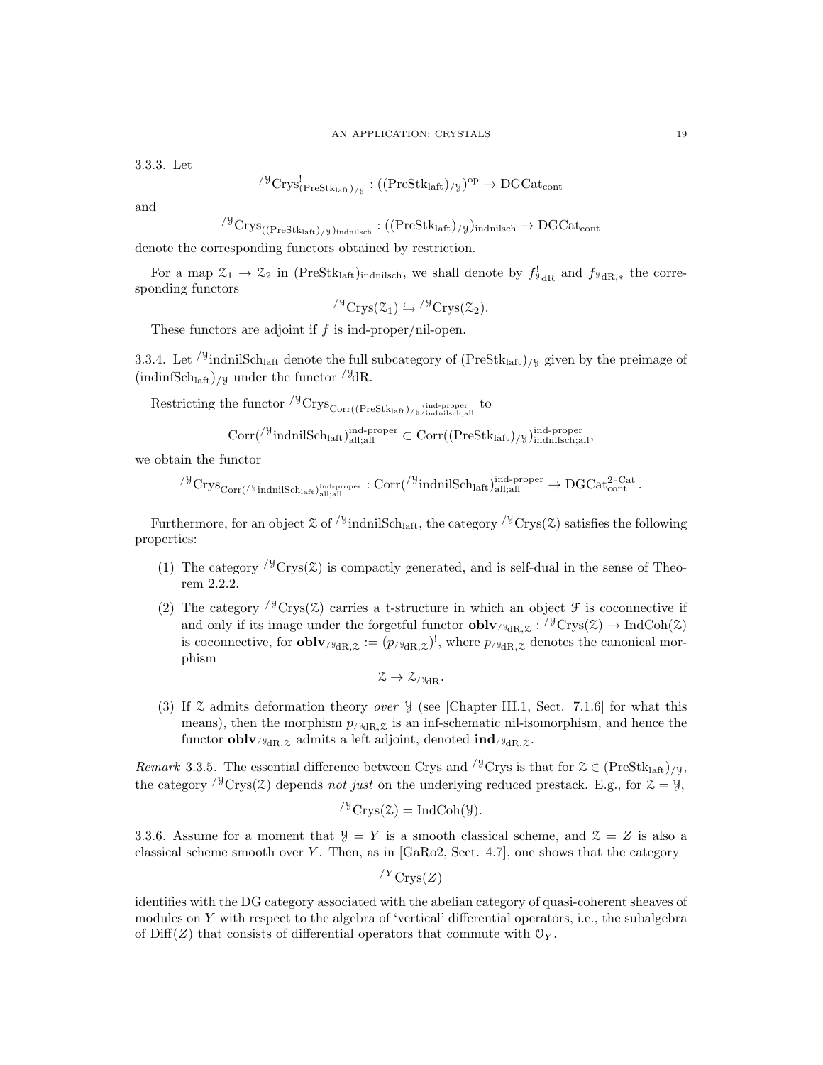3.3.3. Let

$$^{/\mathcal{Y}}\mathrm{Crys}^!_{(\mathrm{PreStk}_{\mathrm{laft}})_{/\mathcal{Y}}} : ((\mathrm{PreStk}_{\mathrm{laft}})_{/\mathcal{Y}})^{\mathrm{op}} \to \mathrm{DGCat}_{\mathrm{cont}}$$

and

$$^{/\mathcal{Y}}\mathrm{Crys}_{((\mathrm{PreStk}_{\mathrm{laft}})_{/\mathcal{Y}})_{\mathrm{indnilsch}}} : ((\mathrm{PreStk}_{\mathrm{laft}})_{/\mathcal{Y}})_{\mathrm{indnilsch}} \to \mathrm{DGCat}_{\mathrm{cont}}$$

denote the corresponding functors obtained by restriction.

For a map $\mathcal{Z}_1 \to \mathcal{Z}_2$ in $(\mathrm{PreStk}_{\mathrm{laft}})_{\mathrm{indnilsch}}$, we shall denote by $f^!_{\mathcal{Y}\,\mathrm{dR}}$ and $f_{\mathcal{Y}\,\mathrm{dR},*}$ the corresponding functors

$$^{/\mathcal{Y}}\mathrm{Crys}(\mathcal{Z}_1) \leftrightarrows {}^{/\mathcal{Y}}\mathrm{Crys}(\mathcal{Z}_2).$$

These functors are adjoint if $f$ is ind-proper/nil-open.

3.3.4. Let $^{/\mathcal{Y}}\mathrm{indnilSch}_{\mathrm{laft}}$ denote the full subcategory of $(\mathrm{PreStk}_{\mathrm{laft}})_{/\mathcal{Y}}$ given by the preimage of $(\mathrm{indinfSch}_{\mathrm{laft}})_{/\mathcal{Y}}$ under the functor $^{/\mathcal{Y}}\mathrm{dR}$.

Restricting the functor $^{/\mathcal{Y}}\mathrm{Crys}_{\mathrm{Corr}((\mathrm{PreStk}_{\mathrm{laft}})_{/\mathcal{Y}})^{\mathrm{ind\text{-}proper}}_{\mathrm{indnilsch;all}}}$ to

$$\mathrm{Corr}(^{/\mathcal{Y}}\mathrm{indnilSch}_{\mathrm{laft}})^{\mathrm{ind\text{-}proper}}_{\mathrm{all;all}} \subset \mathrm{Corr}((\mathrm{PreStk}_{\mathrm{laft}})_{/\mathcal{Y}})^{\mathrm{ind\text{-}proper}}_{\mathrm{indnilsch;all}},$$

we obtain the functor

$$^{/\mathcal{Y}}\mathrm{Crys}_{\mathrm{Corr}(^{/\mathcal{Y}}\mathrm{indnilSch}_{\mathrm{laft}})^{\mathrm{ind\text{-}proper}}_{\mathrm{all;all}}} : \mathrm{Corr}(^{/\mathcal{Y}}\mathrm{indnilSch}_{\mathrm{laft}})^{\mathrm{ind\text{-}proper}}_{\mathrm{all;all}} \to \mathrm{DGCat}^{2\text{-}\mathrm{Cat}}_{\mathrm{cont}}.$$

Furthermore, for an object $\mathcal{Z}$ of $^{/\mathcal{Y}}\mathrm{indnilSch}_{\mathrm{laft}}$, the category $^{/\mathcal{Y}}\mathrm{Crys}(\mathcal{Z})$ satisfies the following properties:

(1) The category $^{/\mathcal{Y}}\mathrm{Crys}(\mathcal{Z})$ is compactly generated, and is self-dual in the sense of Theorem 2.2.2.

(2) The category $^{/\mathcal{Y}}\mathrm{Crys}(\mathcal{Z})$ carries a t-structure in which an object $\mathcal{F}$ is coconnective if and only if its image under the forgetful functor $\mathbf{oblv}_{/\mathcal{Y}_{\mathrm{dR}},\mathcal{Z}} : {}^{/\mathcal{Y}}\mathrm{Crys}(\mathcal{Z}) \to \mathrm{IndCoh}(\mathcal{Z})$ is coconnective, for $\mathbf{oblv}_{/\mathcal{Y}_{\mathrm{dR}},\mathcal{Z}} := (p_{/\mathcal{Y}_{\mathrm{dR}},\mathcal{Z}})^!$, where $p_{/\mathcal{Y}_{\mathrm{dR}},\mathcal{Z}}$ denotes the canonical morphism

$$\mathcal{Z} \to \mathcal{Z}_{/\mathcal{Y}_{\mathrm{dR}}}.$$

(3) If $\mathcal{Z}$ admits deformation theory *over* $\mathcal{Y}$ (see [Chapter III.1, Sect. 7.1.6] for what this means), then the morphism $p_{/\mathcal{Y}_{\mathrm{dR}},\mathcal{Z}}$ is an inf-schematic nil-isomorphism, and hence the functor $\mathbf{oblv}_{/\mathcal{Y}_{\mathrm{dR}},\mathcal{Z}}$ admits a left adjoint, denoted $\mathbf{ind}_{/\mathcal{Y}_{\mathrm{dR}},\mathcal{Z}}$.

*Remark* 3.3.5. The essential difference between Crys and $^{/\mathcal{Y}}\mathrm{Crys}$ is that for $\mathcal{Z} \in (\mathrm{PreStk}_{\mathrm{laft}})_{/\mathcal{Y}}$, the category $^{/\mathcal{Y}}\mathrm{Crys}(\mathcal{Z})$ depends *not just* on the underlying reduced prestack. E.g., for $\mathcal{Z} = \mathcal{Y}$,

$$^{/\mathcal{Y}}\mathrm{Crys}(\mathcal{Z}) = \mathrm{IndCoh}(\mathcal{Y}).$$

3.3.6. Assume for a moment that $\mathcal{Y} = Y$ is a smooth classical scheme, and $\mathcal{Z} = Z$ is also a classical scheme smooth over $Y$. Then, as in [GaRo2, Sect. 4.7], one shows that the category

$$^{/Y}\mathrm{Crys}(Z)$$

identifies with the DG category associated with the abelian category of quasi-coherent sheaves of modules on $Y$ with respect to the algebra of 'vertical' differential operators, i.e., the subalgebra of $\mathrm{Diff}(Z)$ that consists of differential operators that commute with $\mathcal{O}_Y$.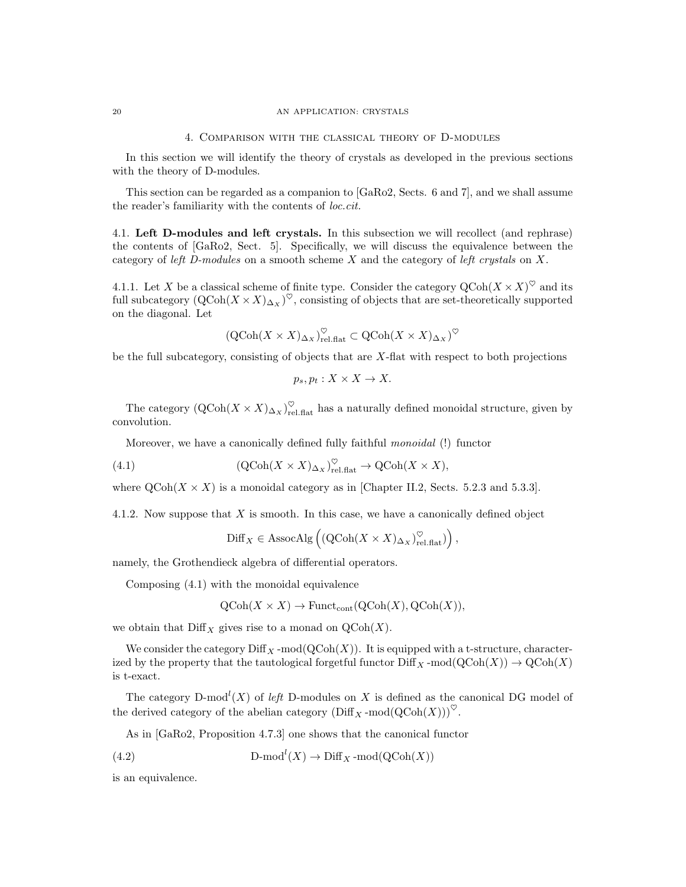## 4. Comparison with the classical theory of D-modules

In this section we will identify the theory of crystals as developed in the previous sections with the theory of D-modules.

This section can be regarded as a companion to [GaRo2, Sects. 6 and 7], and we shall assume the reader's familiarity with the contents of *loc.cit.*

### 4.1. Left D-modules and left crystals.

In this subsection we will recollect (and rephrase) the contents of [GaRo2, Sect. 5]. Specifically, we will discuss the equivalence between the category of *left D-modules* on a smooth scheme $X$ and the category of *left crystals* on $X$.

4.1.1. Let $X$ be a classical scheme of finite type. Consider the category $\mathrm{QCoh}(X \times X)^{\heartsuit}$ and its full subcategory $(\mathrm{QCoh}(X \times X)_{\Delta_X})^{\heartsuit}$, consisting of objects that are set-theoretically supported on the diagonal. Let

$$(\mathrm{QCoh}(X \times X)_{\Delta_X})^{\heartsuit}_{\mathrm{rel.flat}} \subset \mathrm{QCoh}(X \times X)_{\Delta_X})^{\heartsuit}$$

be the full subcategory, consisting of objects that are $X$-flat with respect to both projections

$$p_s, p_t : X \times X \to X.$$

The category $(\mathrm{QCoh}(X \times X)_{\Delta_X})^{\heartsuit}_{\mathrm{rel.flat}}$ has a naturally defined monoidal structure, given by convolution.

Moreover, we have a canonically defined fully faithful *monoidal* (!) functor

$$(\mathrm{QCoh}(X \times X)_{\Delta_X})^{\heartsuit}_{\mathrm{rel.flat}} \to \mathrm{QCoh}(X \times X), \tag{4.1}$$

where $\mathrm{QCoh}(X \times X)$ is a monoidal category as in [Chapter II.2, Sects. 5.2.3 and 5.3.3].

4.1.2. Now suppose that $X$ is smooth. In this case, we have a canonically defined object

$$\mathrm{Diff}_X \in \mathrm{AssocAlg}\left((\mathrm{QCoh}(X \times X)_{\Delta_X})^{\heartsuit}_{\mathrm{rel.flat}})\right),$$

namely, the Grothendieck algebra of differential operators.

Composing (4.1) with the monoidal equivalence

$$\mathrm{QCoh}(X \times X) \to \mathrm{Funct}_{\mathrm{cont}}(\mathrm{QCoh}(X), \mathrm{QCoh}(X)),$$

we obtain that $\mathrm{Diff}_X$ gives rise to a monad on $\mathrm{QCoh}(X)$.

We consider the category $\mathrm{Diff}_X\text{-mod}(\mathrm{QCoh}(X))$. It is equipped with a t-structure, characterized by the property that the tautological forgetful functor $\mathrm{Diff}_X\text{-mod}(\mathrm{QCoh}(X)) \to \mathrm{QCoh}(X)$ is t-exact.

The category $\mathrm{D\text{-}mod}^l(X)$ of *left* D-modules on $X$ is defined as the canonical DG model of the derived category of the abelian category $(\mathrm{Diff}_X\text{-mod}(\mathrm{QCoh}(X)))^{\heartsuit}$.

As in [GaRo2, Proposition 4.7.3] one shows that the canonical functor

$$\mathrm{D\text{-}mod}^l(X) \to \mathrm{Diff}_X\text{-mod}(\mathrm{QCoh}(X)) \tag{4.2}$$

is an equivalence.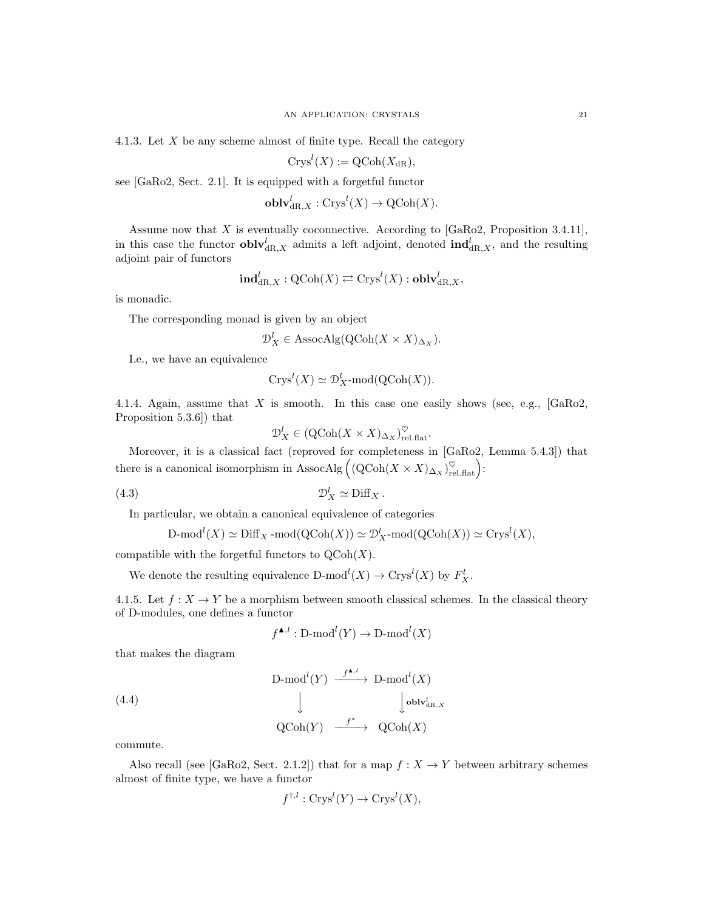4.1.3. Let $X$ be any scheme almost of finite type. Recall the category

$$\mathrm{Crys}^l(X) := \mathrm{QCoh}(X_{\mathrm{dR}}),$$

see [GaRo2, Sect. 2.1]. It is equipped with a forgetful functor

$$\mathbf{oblv}^l_{\mathrm{dR},X} : \mathrm{Crys}^l(X) \to \mathrm{QCoh}(X).$$

Assume now that $X$ is eventually coconnective. According to [GaRo2, Proposition 3.4.11], in this case the functor $\mathbf{oblv}^l_{\mathrm{dR},X}$ admits a left adjoint, denoted $\mathbf{ind}^l_{\mathrm{dR},X}$, and the resulting adjoint pair of functors

$$\mathbf{ind}^l_{\mathrm{dR},X} : \mathrm{QCoh}(X) \rightleftarrows \mathrm{Crys}^l(X) : \mathbf{oblv}^l_{\mathrm{dR},X},$$

is monadic.

The corresponding monad is given by an object

$$\mathcal{D}^l_X \in \mathrm{AssocAlg}(\mathrm{QCoh}(X \times X)_{\Delta_X}).$$

I.e., we have an equivalence

$$\mathrm{Crys}^l(X) \simeq \mathcal{D}^l_X\text{-mod}(\mathrm{QCoh}(X)).$$

4.1.4. Again, assume that $X$ is smooth. In this case one easily shows (see, e.g., [GaRo2, Proposition 5.3.6]) that

$$\mathcal{D}^l_X \in (\mathrm{QCoh}(X \times X)_{\Delta_X})^{\heartsuit}_{\mathrm{rel.flat}}.$$

Moreover, it is a classical fact (reproved for completeness in [GaRo2, Lemma 5.4.3]) that there is a canonical isomorphism in $\mathrm{AssocAlg}\left((\mathrm{QCoh}(X \times X)_{\Delta_X})^{\heartsuit}_{\mathrm{rel.flat}}\right)$:

$$\mathcal{D}^l_X \simeq \mathrm{Diff}_X. \tag{4.3}$$

In particular, we obtain a canonical equivalence of categories

$$\text{D-mod}^l(X) \simeq \mathrm{Diff}_X\text{-mod}(\mathrm{QCoh}(X)) \simeq \mathcal{D}^l_X\text{-mod}(\mathrm{QCoh}(X)) \simeq \mathrm{Crys}^l(X),$$

compatible with the forgetful functors to $\mathrm{QCoh}(X)$.

We denote the resulting equivalence $\text{D-mod}^l(X) \to \mathrm{Crys}^l(X)$ by $F^l_X$.

4.1.5. Let $f : X \to Y$ be a morphism between smooth classical schemes. In the classical theory of D-modules, one defines a functor

$$f^{\blacktriangle,l} : \text{D-mod}^l(Y) \to \text{D-mod}^l(X)$$

that makes the diagram

$$\begin{array}{ccc} \text{D-mod}^l(Y) & \xrightarrow{f^{\blacktriangle,l}} & \text{D-mod}^l(X) \\ \downarrow & & \downarrow \mathbf{oblv}^l_{\mathrm{dR},X} \\ \mathrm{QCoh}(Y) & \xrightarrow{f^*} & \mathrm{QCoh}(X) \end{array} \tag{4.4}$$

commute.

Also recall (see [GaRo2, Sect. 2.1.2]) that for a map $f : X \to Y$ between arbitrary schemes almost of finite type, we have a functor

$$f^{\dagger,l} : \mathrm{Crys}^l(Y) \to \mathrm{Crys}^l(X),$$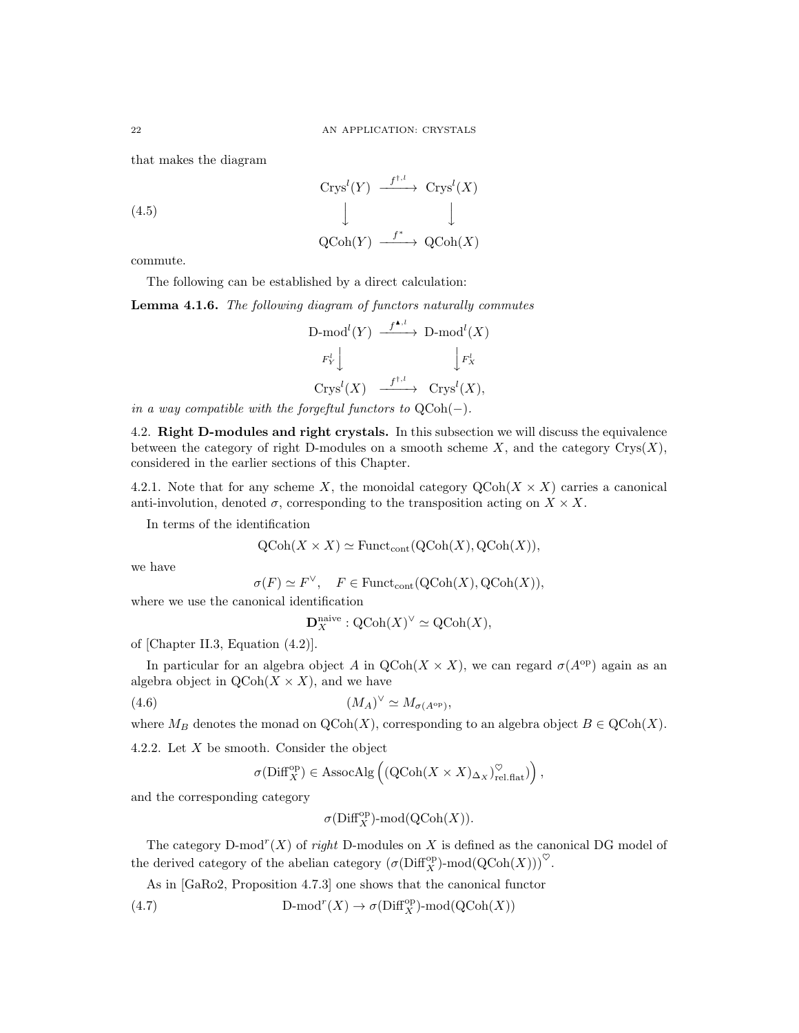that makes the diagram

$$
\begin{array}{ccc}
\mathrm{Crys}^l(Y) & \xrightarrow{f^{\dagger,l}} & \mathrm{Crys}^l(X) \\
\downarrow & & \downarrow \\
\mathrm{QCoh}(Y) & \xrightarrow{f^*} & \mathrm{QCoh}(X)
\end{array}
\tag{4.5}
$$

commute.

The following can be established by a direct calculation:

**Lemma 4.1.6.** *The following diagram of functors naturally commutes*

$$
\begin{array}{ccc}
\text{D-mod}^l(Y) & \xrightarrow{f^{\blacktriangle,l}} & \text{D-mod}^l(X) \\
{\scriptstyle F_Y^l}\downarrow & & \downarrow{\scriptstyle F_X^l} \\
\mathrm{Crys}^l(X) & \xrightarrow{f^{\dagger,l}} & \mathrm{Crys}^l(X),
\end{array}
$$

*in a way compatible with the forgeftul functors to* $\mathrm{QCoh}(-)$.

4.2. **Right D-modules and right crystals.** In this subsection we will discuss the equivalence between the category of right D-modules on a smooth scheme $X$, and the category $\mathrm{Crys}(X)$, considered in the earlier sections of this Chapter.

4.2.1. Note that for any scheme $X$, the monoidal category $\mathrm{QCoh}(X \times X)$ carries a canonical anti-involution, denoted $\sigma$, corresponding to the transposition acting on $X \times X$.

In terms of the identification

$$\mathrm{QCoh}(X \times X) \simeq \mathrm{Funct}_{\mathrm{cont}}(\mathrm{QCoh}(X), \mathrm{QCoh}(X)),$$

we have

$$\sigma(F) \simeq F^\vee, \quad F \in \mathrm{Funct}_{\mathrm{cont}}(\mathrm{QCoh}(X), \mathrm{QCoh}(X)),$$

where we use the canonical identification

$$\mathbf{D}_X^{\mathrm{naive}} : \mathrm{QCoh}(X)^\vee \simeq \mathrm{QCoh}(X),$$

of [Chapter II.3, Equation (4.2)].

In particular for an algebra object $A$ in $\mathrm{QCoh}(X \times X)$, we can regard $\sigma(A^{\mathrm{op}})$ again as an algebra object in $\mathrm{QCoh}(X \times X)$, and we have

$$(M_A)^\vee \simeq M_{\sigma(A^{\mathrm{op}})}, \tag{4.6}$$

where $M_B$ denotes the monad on $\mathrm{QCoh}(X)$, corresponding to an algebra object $B \in \mathrm{QCoh}(X)$.

4.2.2. Let $X$ be smooth. Consider the object

$$\sigma(\mathrm{Diff}_X^{\mathrm{op}}) \in \mathrm{AssocAlg}\left((\mathrm{QCoh}(X \times X)_{\Delta_X})^{\heartsuit}_{\mathrm{rel.flat}}\right),$$

and the corresponding category

$$\sigma(\mathrm{Diff}_X^{\mathrm{op}})\text{-mod}(\mathrm{QCoh}(X)).$$

The category $\text{D-mod}^r(X)$ of *right* D-modules on $X$ is defined as the canonical DG model of the derived category of the abelian category $\left(\sigma(\mathrm{Diff}_X^{\mathrm{op}})\text{-mod}(\mathrm{QCoh}(X))\right)^{\heartsuit}$.

As in [GaRo2, Proposition 4.7.3] one shows that the canonical functor

$$\text{D-mod}^r(X) \to \sigma(\mathrm{Diff}_X^{\mathrm{op}})\text{-mod}(\mathrm{QCoh}(X)) \tag{4.7}$$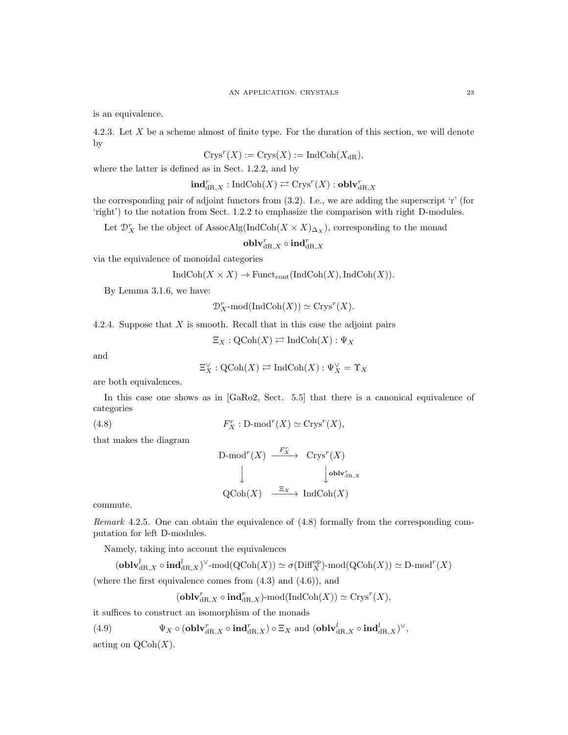is an equivalence.

4.2.3. Let $X$ be a scheme almost of finite type. For the duration of this section, we will denote by

$$\mathrm{Crys}^r(X) := \mathrm{Crys}(X) := \mathrm{IndCoh}(X_{\mathrm{dR}}),$$

where the latter is defined as in Sect. 1.2.2, and by

$$\mathbf{ind}^r_{\mathrm{dR},X} : \mathrm{IndCoh}(X) \rightleftarrows \mathrm{Crys}^r(X) : \mathbf{oblv}^r_{\mathrm{dR},X}$$

the corresponding pair of adjoint functors from (3.2). I.e., we are adding the superscript 'r' (for 'right') to the notation from Sect. 1.2.2 to emphasize the comparison with right D-modules.

Let $\mathcal{D}^r_X$ be the object of $\mathrm{AssocAlg}(\mathrm{IndCoh}(X \times X)_{\Delta_X})$, corresponding to the monad

$$\mathbf{oblv}^r_{\mathrm{dR},X} \circ \mathbf{ind}^r_{\mathrm{dR},X}$$

via the equivalence of monoidal categories

$$\mathrm{IndCoh}(X \times X) \to \mathrm{Funct}_{\mathrm{cont}}(\mathrm{IndCoh}(X), \mathrm{IndCoh}(X)).$$

By Lemma 3.1.6, we have:

$$\mathcal{D}^r_X\text{-mod}(\mathrm{IndCoh}(X)) \simeq \mathrm{Crys}^r(X).$$

4.2.4. Suppose that $X$ is smooth. Recall that in this case the adjoint pairs

$$\Xi_X : \mathrm{QCoh}(X) \rightleftarrows \mathrm{IndCoh}(X) : \Psi_X$$

and

$$\Xi^\vee_X : \mathrm{QCoh}(X) \rightleftarrows \mathrm{IndCoh}(X) : \Psi^\vee_X = \Upsilon_X$$

are both equivalences.

In this case one shows as in [GaRo2, Sect. 5.5] that there is a canonical equivalence of categories

$$F^r_X : \text{D-mod}^r(X) \simeq \mathrm{Crys}^r(X), \tag{4.8}$$

that makes the diagram

$$\begin{array}{ccc}
\text{D-mod}^r(X) & \xrightarrow{F^r_X} & \mathrm{Crys}^r(X) \\
\downarrow & & \downarrow{\scriptstyle \mathbf{oblv}^r_{\mathrm{dR},X}} \\
\mathrm{QCoh}(X) & \xrightarrow{\Xi_X} & \mathrm{IndCoh}(X)
\end{array}$$

commute.

*Remark* 4.2.5. One can obtain the equivalence of (4.8) formally from the corresponding computation for left D-modules.

Namely, taking into account the equivalences

$$(\mathbf{oblv}^l_{\mathrm{dR},X} \circ \mathbf{ind}^l_{\mathrm{dR},X})^\vee\text{-mod}(\mathrm{QCoh}(X)) \simeq \sigma(\mathrm{Diff}^{\mathrm{op}}_X)\text{-mod}(\mathrm{QCoh}(X)) \simeq \text{D-mod}^r(X)$$

(where the first equivalence comes from (4.3) and (4.6)), and

$$(\mathbf{oblv}^r_{\mathrm{dR},X} \circ \mathbf{ind}^r_{\mathrm{dR},X})\text{-mod}(\mathrm{IndCoh}(X)) \simeq \mathrm{Crys}^r(X),$$

it suffices to construct an isomorphism of the monads

$$\Psi_X \circ (\mathbf{oblv}^r_{\mathrm{dR},X} \circ \mathbf{ind}^r_{\mathrm{dR},X}) \circ \Xi_X \text{ and } (\mathbf{oblv}^l_{\mathrm{dR},X} \circ \mathbf{ind}^l_{\mathrm{dR},X})^\vee, \tag{4.9}$$

acting on $\mathrm{QCoh}(X)$.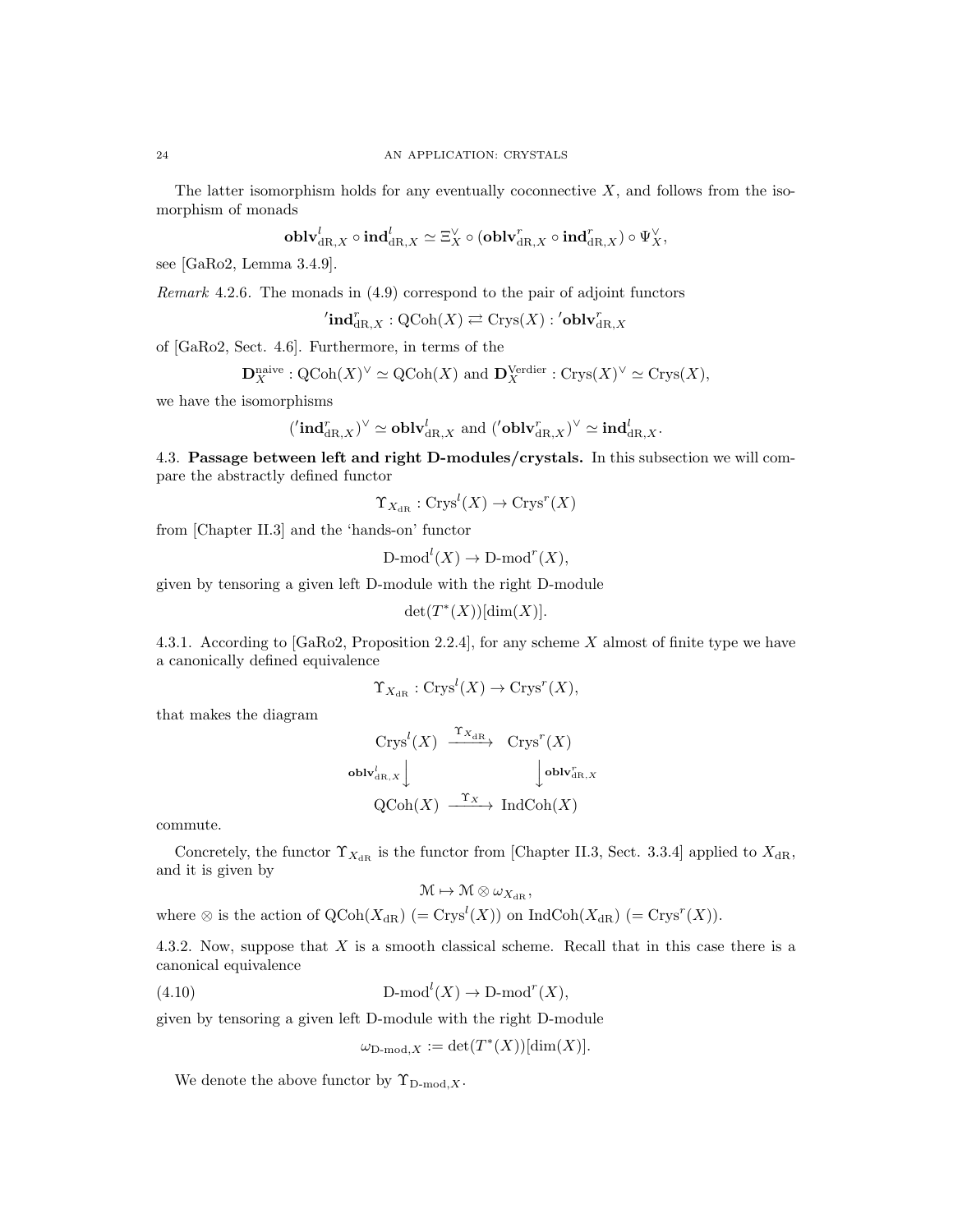The latter isomorphism holds for any eventually coconnective $X$, and follows from the isomorphism of monads

$$\mathbf{oblv}^l_{\mathrm{dR},X} \circ \mathbf{ind}^l_{\mathrm{dR},X} \simeq \Xi^\vee_X \circ (\mathbf{oblv}^r_{\mathrm{dR},X} \circ \mathbf{ind}^r_{\mathrm{dR},X}) \circ \Psi^\vee_X,$$

see [GaRo2, Lemma 3.4.9].

*Remark* 4.2.6. The monads in (4.9) correspond to the pair of adjoint functors

$$'\mathbf{ind}^r_{\mathrm{dR},X} : \mathrm{QCoh}(X) \rightleftarrows \mathrm{Crys}(X) : {}'\mathbf{oblv}^r_{\mathrm{dR},X}$$

of [GaRo2, Sect. 4.6]. Furthermore, in terms of the

$$\mathbf{D}^{\mathrm{naive}}_X : \mathrm{QCoh}(X)^\vee \simeq \mathrm{QCoh}(X) \text{ and } \mathbf{D}^{\mathrm{Verdier}}_X : \mathrm{Crys}(X)^\vee \simeq \mathrm{Crys}(X),$$

we have the isomorphisms

$$({}'\mathbf{ind}^r_{\mathrm{dR},X})^\vee \simeq \mathbf{oblv}^l_{\mathrm{dR},X} \text{ and } ({}'\mathbf{oblv}^r_{\mathrm{dR},X})^\vee \simeq \mathbf{ind}^l_{\mathrm{dR},X}.$$

4.3. **Passage between left and right D-modules/crystals.** In this subsection we will compare the abstractly defined functor

$$\Upsilon_{X_{\mathrm{dR}}} : \mathrm{Crys}^l(X) \to \mathrm{Crys}^r(X)$$

from [Chapter II.3] and the 'hands-on' functor

$$\text{D-mod}^l(X) \to \text{D-mod}^r(X),$$

given by tensoring a given left D-module with the right D-module

$$\det(T^*(X))[\dim(X)].$$

4.3.1. According to [GaRo2, Proposition 2.2.4], for any scheme $X$ almost of finite type we have a canonically defined equivalence

$$\Upsilon_{X_{\mathrm{dR}}} : \mathrm{Crys}^l(X) \to \mathrm{Crys}^r(X),$$

that makes the diagram

$$\begin{array}{ccc} \mathrm{Crys}^l(X) & \xrightarrow{\Upsilon_{X_{\mathrm{dR}}}} & \mathrm{Crys}^r(X) \\ {\scriptstyle \mathbf{oblv}^l_{\mathrm{dR},X}} \downarrow & & \downarrow {\scriptstyle \mathbf{oblv}^r_{\mathrm{dR},X}} \\ \mathrm{QCoh}(X) & \xrightarrow{\Upsilon_X} & \mathrm{IndCoh}(X) \end{array}$$

commute.

Concretely, the functor $\Upsilon_{X_{\mathrm{dR}}}$ is the functor from [Chapter II.3, Sect. 3.3.4] applied to $X_{\mathrm{dR}}$, and it is given by

$$\mathcal{M} \mapsto \mathcal{M} \otimes \omega_{X_{\mathrm{dR}}},$$

where $\otimes$ is the action of $\mathrm{QCoh}(X_{\mathrm{dR}})$ $(= \mathrm{Crys}^l(X))$ on $\mathrm{IndCoh}(X_{\mathrm{dR}})$ $(= \mathrm{Crys}^r(X))$.

4.3.2. Now, suppose that $X$ is a smooth classical scheme. Recall that in this case there is a canonical equivalence

$$\text{D-mod}^l(X) \to \text{D-mod}^r(X), \tag{4.10}$$

given by tensoring a given left D-module with the right D-module

$$\omega_{\text{D-mod},X} := \det(T^*(X))[\dim(X)].$$

We denote the above functor by $\Upsilon_{\text{D-mod},X}$.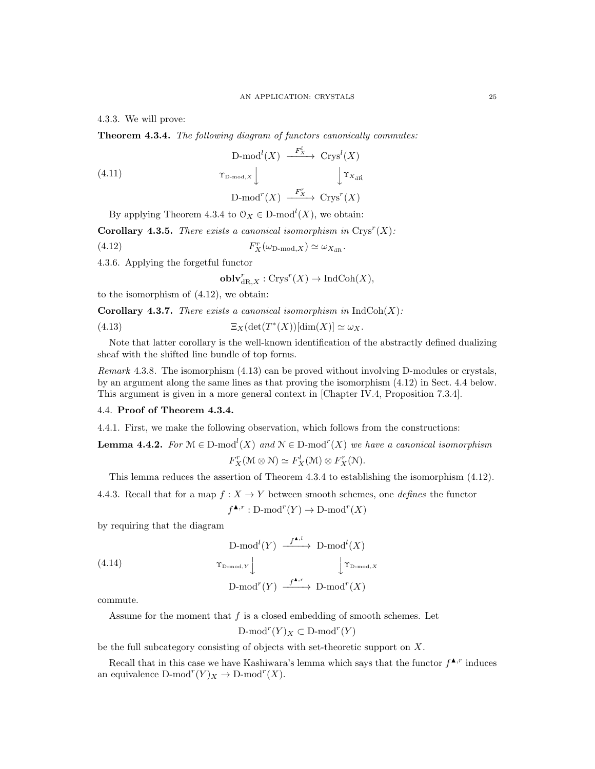4.3.3. We will prove:

**Theorem 4.3.4.** *The following diagram of functors canonically commutes:*

$$
\begin{array}{ccc}
\text{D-mod}^l(X) & \xrightarrow{F^l_X} & \text{Crys}^l(X) \\
\Upsilon_{\text{D-mod},X} \downarrow & & \downarrow \Upsilon_{X_{\text{dR}}} \\
\text{D-mod}^r(X) & \xrightarrow{F^r_X} & \text{Crys}^r(X)
\end{array}
\tag{4.11}
$$

By applying Theorem 4.3.4 to $\mathcal{O}_X \in \text{D-mod}^l(X)$, we obtain:

**Corollary 4.3.5.** *There exists a canonical isomorphism in* $\text{Crys}^r(X)$*:*

$$F^r_X(\omega_{\text{D-mod},X}) \simeq \omega_{X_{\text{dR}}}. \tag{4.12}$$

4.3.6. Applying the forgetful functor

$$\mathbf{oblv}^r_{\text{dR},X} : \text{Crys}^r(X) \to \text{IndCoh}(X),$$

to the isomorphism of (4.12), we obtain:

**Corollary 4.3.7.** *There exists a canonical isomorphism in* $\text{IndCoh}(X)$*:*

$$\Xi_X(\det(T^*(X))[\dim(X)] \simeq \omega_X. \tag{4.13}$$

Note that latter corollary is the well-known identification of the abstractly defined dualizing sheaf with the shifted line bundle of top forms.

*Remark* 4.3.8. The isomorphism (4.13) can be proved without involving D-modules or crystals, by an argument along the same lines as that proving the isomorphism (4.12) in Sect. 4.4 below. This argument is given in a more general context in [Chapter IV.4, Proposition 7.3.4].

## 4.4. Proof of Theorem 4.3.4.

4.4.1. First, we make the following observation, which follows from the constructions:

**Lemma 4.4.2.** *For* $\mathcal{M} \in \text{D-mod}^l(X)$ *and* $\mathcal{N} \in \text{D-mod}^r(X)$ *we have a canonical isomorphism*

$$F^r_X(\mathcal{M} \otimes \mathcal{N}) \simeq F^l_X(\mathcal{M}) \otimes F^r_X(\mathcal{N}).$$

This lemma reduces the assertion of Theorem 4.3.4 to establishing the isomorphism (4.12).

4.4.3. Recall that for a map $f : X \to Y$ between smooth schemes, one *defines* the functor

$$f^{\blacktriangle,r} : \text{D-mod}^r(Y) \to \text{D-mod}^r(X)$$

by requiring that the diagram

$$
\begin{array}{ccc}
\text{D-mod}^l(Y) & \xrightarrow{f^{\blacktriangle,l}} & \text{D-mod}^l(X) \\
\Upsilon_{\text{D-mod},Y} \downarrow & & \downarrow \Upsilon_{\text{D-mod},X} \\
\text{D-mod}^r(Y) & \xrightarrow{f^{\blacktriangle,r}} & \text{D-mod}^r(X)
\end{array}
\tag{4.14}
$$

commute.

Assume for the moment that $f$ is a closed embedding of smooth schemes. Let

$$\text{D-mod}^r(Y)_X \subset \text{D-mod}^r(Y)$$

be the full subcategory consisting of objects with set-theoretic support on $X$.

Recall that in this case we have Kashiwara's lemma which says that the functor $f^{\blacktriangle,r}$ induces an equivalence $\text{D-mod}^r(Y)_X \to \text{D-mod}^r(X)$.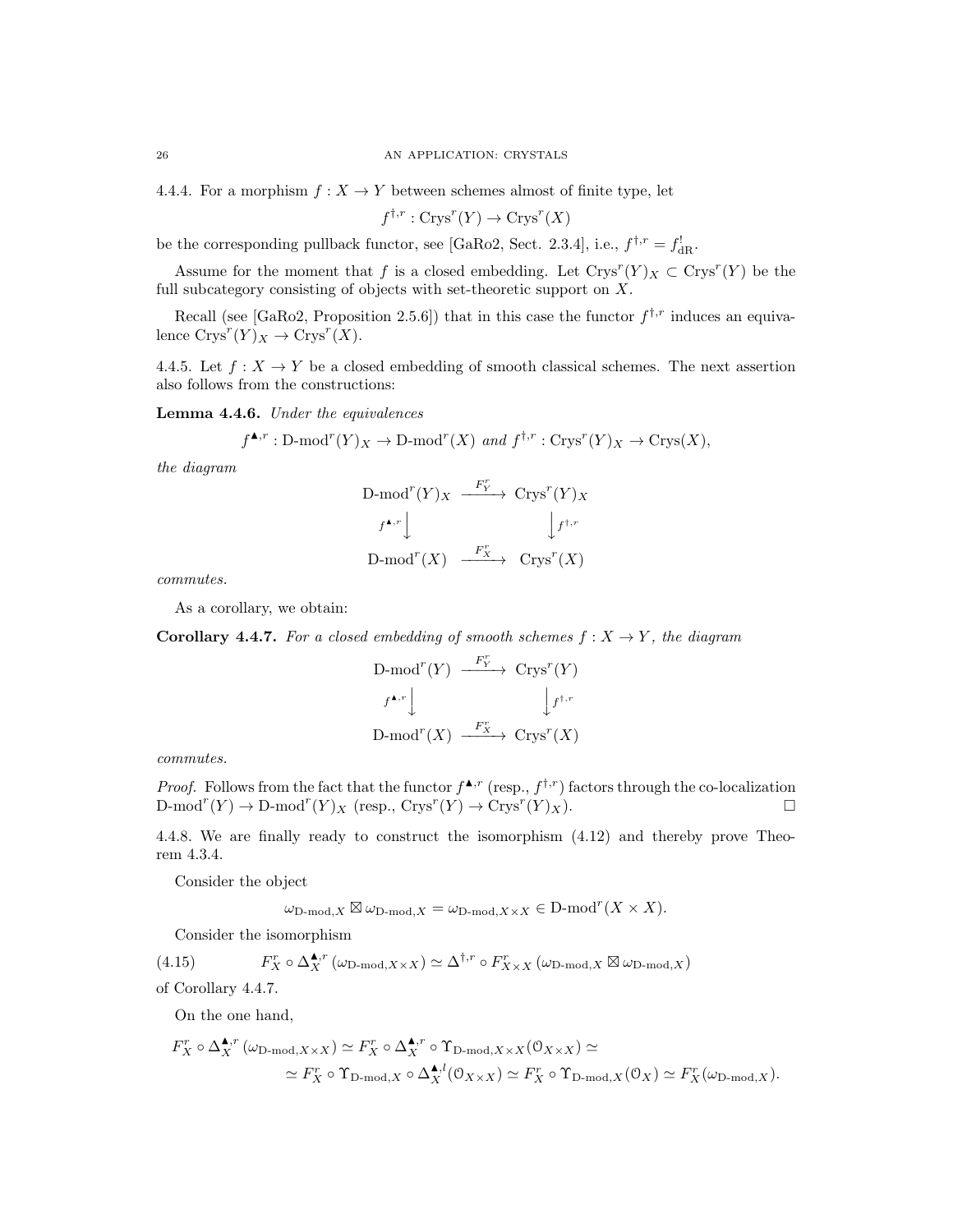4.4.4. For a morphism $f : X \to Y$ between schemes almost of finite type, let

$$f^{\dagger,r} : \mathrm{Crys}^r(Y) \to \mathrm{Crys}^r(X)$$

be the corresponding pullback functor, see [GaRo2, Sect. 2.3.4], i.e., $f^{\dagger,r} = f^!_{\mathrm{dR}}$.

Assume for the moment that $f$ is a closed embedding. Let $\mathrm{Crys}^r(Y)_X \subset \mathrm{Crys}^r(Y)$ be the full subcategory consisting of objects with set-theoretic support on $X$.

Recall (see [GaRo2, Proposition 2.5.6]) that in this case the functor $f^{\dagger,r}$ induces an equivalence $\mathrm{Crys}^r(Y)_X \to \mathrm{Crys}^r(X)$.

4.4.5. Let $f : X \to Y$ be a closed embedding of smooth classical schemes. The next assertion also follows from the constructions:

**Lemma 4.4.6.** *Under the equivalences*

$$f^{\blacktriangle,r} : \text{D-mod}^r(Y)_X \to \text{D-mod}^r(X) \text{ and } f^{\dagger,r} : \mathrm{Crys}^r(Y)_X \to \mathrm{Crys}(X),$$

*the diagram*

$$\begin{array}{ccc} \text{D-mod}^r(Y)_X & \xrightarrow{F^r_Y} & \mathrm{Crys}^r(Y)_X \\ {\scriptstyle f^{\blacktriangle,r}}\downarrow & & \downarrow{\scriptstyle f^{\dagger,r}} \\ \text{D-mod}^r(X) & \xrightarrow{F^r_X} & \mathrm{Crys}^r(X) \end{array}$$

*commutes.*

As a corollary, we obtain:

**Corollary 4.4.7.** *For a closed embedding of smooth schemes $f : X \to Y$, the diagram*

$$\begin{array}{ccc} \text{D-mod}^r(Y) & \xrightarrow{F^r_Y} & \mathrm{Crys}^r(Y) \\ {\scriptstyle f^{\blacktriangle,r}}\downarrow & & \downarrow{\scriptstyle f^{\dagger,r}} \\ \text{D-mod}^r(X) & \xrightarrow{F^r_X} & \mathrm{Crys}^r(X) \end{array}$$

*commutes.*

*Proof.* Follows from the fact that the functor $f^{\blacktriangle,r}$ (resp., $f^{\dagger,r}$) factors through the co-localization $\text{D-mod}^r(Y) \to \text{D-mod}^r(Y)_X$ (resp., $\mathrm{Crys}^r(Y) \to \mathrm{Crys}^r(Y)_X$). $\square$

4.4.8. We are finally ready to construct the isomorphism (4.12) and thereby prove Theorem 4.3.4.

Consider the object

$$\omega_{\text{D-mod},X} \boxtimes \omega_{\text{D-mod},X} = \omega_{\text{D-mod},X \times X} \in \text{D-mod}^r(X \times X).$$

Consider the isomorphism

$$F^r_X \circ \Delta^{\blacktriangle,r}_X (\omega_{\text{D-mod},X\times X}) \simeq \Delta^{\dagger,r} \circ F^r_{X\times X} (\omega_{\text{D-mod},X} \boxtimes \omega_{\text{D-mod},X}) \tag{4.15}$$

of Corollary 4.4.7.

On the one hand,

$$F^r_X \circ \Delta^{\blacktriangle,r}_X (\omega_{\text{D-mod},X\times X}) \simeq F^r_X \circ \Delta^{\blacktriangle,r}_X \circ \Upsilon_{\text{D-mod},X\times X}(\mathcal{O}_{X\times X}) \simeq$$
$$\simeq F^r_X \circ \Upsilon_{\text{D-mod},X} \circ \Delta^{\blacktriangle,l}_X (\mathcal{O}_{X\times X}) \simeq F^r_X \circ \Upsilon_{\text{D-mod},X}(\mathcal{O}_X) \simeq F^r_X(\omega_{\text{D-mod},X}).$$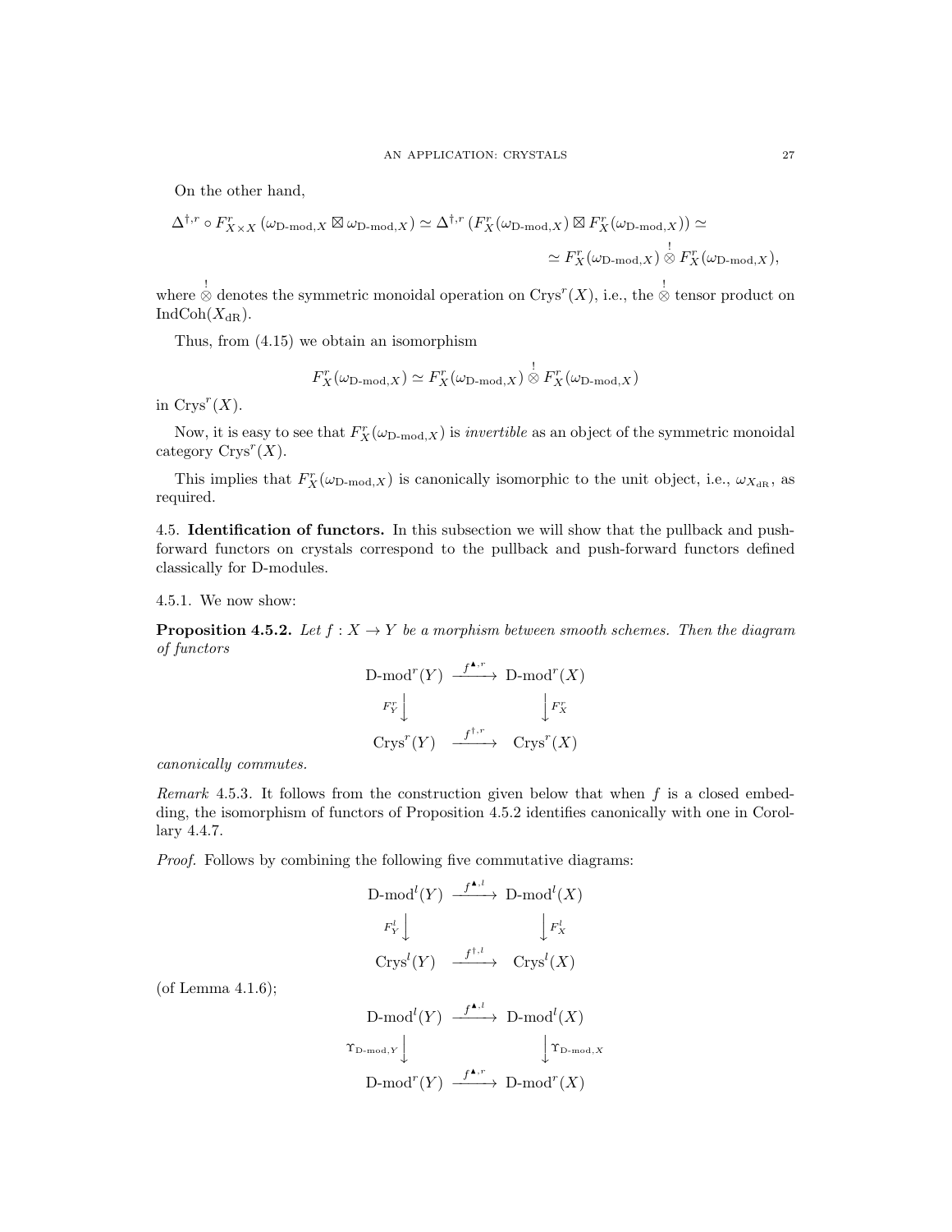On the other hand,

$$\Delta^{\dagger,r} \circ F^r_{X\times X}(\omega_{\text{D-mod},X} \boxtimes \omega_{\text{D-mod},X}) \simeq \Delta^{\dagger,r}\left(F^r_X(\omega_{\text{D-mod},X}) \boxtimes F^r_X(\omega_{\text{D-mod},X})\right) \simeq$$

$$\simeq F^r_X(\omega_{\text{D-mod},X}) \overset{!}{\otimes} F^r_X(\omega_{\text{D-mod},X}),$$

where $\overset{!}{\otimes}$ denotes the symmetric monoidal operation on $\text{Crys}^r(X)$, i.e., the $\overset{!}{\otimes}$ tensor product on $\text{IndCoh}(X_{\text{dR}})$.

Thus, from (4.15) we obtain an isomorphism

$$F^r_X(\omega_{\text{D-mod},X}) \simeq F^r_X(\omega_{\text{D-mod},X}) \overset{!}{\otimes} F^r_X(\omega_{\text{D-mod},X})$$

in $\text{Crys}^r(X)$.

Now, it is easy to see that $F^r_X(\omega_{\text{D-mod},X})$ is *invertible* as an object of the symmetric monoidal category $\text{Crys}^r(X)$.

This implies that $F^r_X(\omega_{\text{D-mod},X})$ is canonically isomorphic to the unit object, i.e., $\omega_{X_{\text{dR}}}$, as required.

4.5. **Identification of functors.** In this subsection we will show that the pullback and push-forward functors on crystals correspond to the pullback and push-forward functors defined classically for D-modules.

4.5.1. We now show:

**Proposition 4.5.2.** *Let $f : X \to Y$ be a morphism between smooth schemes. Then the diagram of functors*

$$\begin{array}{ccc}
\text{D-mod}^r(Y) & \xrightarrow{f^{\blacktriangle,r}} & \text{D-mod}^r(X) \\
{\scriptstyle F^r_Y}\downarrow & & \downarrow{\scriptstyle F^r_X} \\
\text{Crys}^r(Y) & \xrightarrow{f^{\dagger,r}} & \text{Crys}^r(X)
\end{array}$$

*canonically commutes.*

*Remark* 4.5.3. It follows from the construction given below that when $f$ is a closed embedding, the isomorphism of functors of Proposition 4.5.2 identifies canonically with one in Corollary 4.4.7.

*Proof.* Follows by combining the following five commutative diagrams:

$$\begin{array}{ccc}
\text{D-mod}^l(Y) & \xrightarrow{f^{\blacktriangle,l}} & \text{D-mod}^l(X) \\
{\scriptstyle F^l_Y}\downarrow & & \downarrow{\scriptstyle F^l_X} \\
\text{Crys}^l(Y) & \xrightarrow{f^{\dagger,l}} & \text{Crys}^l(X)
\end{array}$$

(of Lemma 4.1.6);

$$\begin{array}{ccc}
\text{D-mod}^l(Y) & \xrightarrow{f^{\blacktriangle,l}} & \text{D-mod}^l(X) \\
{\scriptstyle \Upsilon_{\text{D-mod},Y}}\downarrow & & \downarrow{\scriptstyle \Upsilon_{\text{D-mod},X}} \\
\text{D-mod}^r(Y) & \xrightarrow{f^{\blacktriangle,r}} & \text{D-mod}^r(X)
\end{array}$$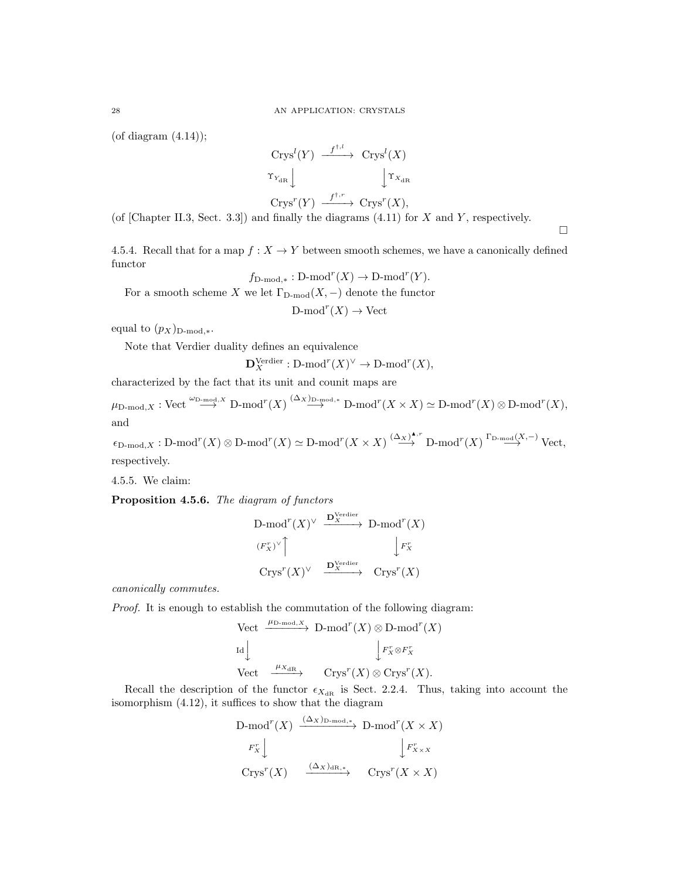(of diagram (4.14));

$$\begin{array}{ccc} \mathrm{Crys}^l(Y) & \xrightarrow{f^{\dagger,l}} & \mathrm{Crys}^l(X) \\ {\scriptstyle \Upsilon_{Y_{\mathrm{dR}}}}\downarrow & & \downarrow{\scriptstyle \Upsilon_{X_{\mathrm{dR}}}} \\ \mathrm{Crys}^r(Y) & \xrightarrow{f^{\dagger,r}} & \mathrm{Crys}^r(X), \end{array}$$

(of [Chapter II.3, Sect. 3.3]) and finally the diagrams (4.11) for $X$ and $Y$, respectively.

□

4.5.4. Recall that for a map $f : X \to Y$ between smooth schemes, we have a canonically defined functor

$$f_{\text{D-mod},*} : \text{D-mod}^r(X) \to \text{D-mod}^r(Y).$$

For a smooth scheme $X$ we let $\Gamma_{\text{D-mod}}(X, -)$ denote the functor

$$\text{D-mod}^r(X) \to \mathrm{Vect}$$

equal to $(p_X)_{\text{D-mod},*}$.

Note that Verdier duality defines an equivalence

$$\mathbf{D}_X^{\mathrm{Verdier}} : \text{D-mod}^r(X)^\vee \to \text{D-mod}^r(X),$$

characterized by the fact that its unit and counit maps are

$$\mu_{\text{D-mod},X} : \mathrm{Vect} \overset{\omega_{\text{D-mod},X}}{\longrightarrow} \text{D-mod}^r(X) \overset{(\Delta_X)_{\text{D-mod},*}}{\longrightarrow} \text{D-mod}^r(X \times X) \simeq \text{D-mod}^r(X) \otimes \text{D-mod}^r(X),$$

and

$$\epsilon_{\text{D-mod},X} : \text{D-mod}^r(X) \otimes \text{D-mod}^r(X) \simeq \text{D-mod}^r(X \times X) \overset{(\Delta_X)^{\blacktriangle,r}}{\longrightarrow} \text{D-mod}^r(X) \overset{\Gamma_{\text{D-mod}}(X,-)}{\longrightarrow} \mathrm{Vect},$$

respectively.

4.5.5. We claim:

**Proposition 4.5.6.** *The diagram of functors*

$$\begin{array}{ccc} \text{D-mod}^r(X)^\vee & \xrightarrow{\mathbf{D}_X^{\mathrm{Verdier}}} & \text{D-mod}^r(X) \\ {\scriptstyle (F_X^r)^\vee}\uparrow & & \downarrow{\scriptstyle F_X^r} \\ \mathrm{Crys}^r(X)^\vee & \xrightarrow{\mathbf{D}_X^{\mathrm{Verdier}}} & \mathrm{Crys}^r(X) \end{array}$$

*canonically commutes.*

*Proof.* It is enough to establish the commutation of the following diagram:

$$\begin{array}{ccc} \mathrm{Vect} & \xrightarrow{\mu_{\text{D-mod},X}} & \text{D-mod}^r(X) \otimes \text{D-mod}^r(X) \\ {\scriptstyle \mathrm{Id}}\downarrow & & \downarrow{\scriptstyle F_X^r \otimes F_X^r} \\ \mathrm{Vect} & \xrightarrow{\mu_{X_{\mathrm{dR}}}} & \mathrm{Crys}^r(X) \otimes \mathrm{Crys}^r(X). \end{array}$$

Recall the description of the functor $\epsilon_{X_{\mathrm{dR}}}$ is Sect. 2.2.4. Thus, taking into account the isomorphism (4.12), it suffices to show that the diagram

$$\begin{array}{ccc} \text{D-mod}^r(X) & \xrightarrow{(\Delta_X)_{\text{D-mod},*}} & \text{D-mod}^r(X \times X) \\ {\scriptstyle F_X^r}\downarrow & & \downarrow{\scriptstyle F_{X \times X}^r} \\ \mathrm{Crys}^r(X) & \xrightarrow{(\Delta_X)_{\mathrm{dR},*}} & \mathrm{Crys}^r(X \times X) \end{array}$$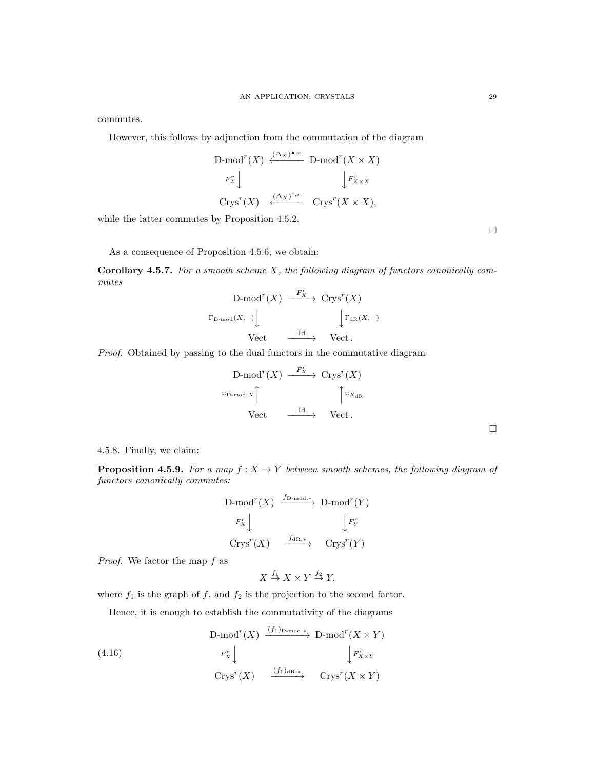commutes.

However, this follows by adjunction from the commutation of the diagram

$$
\begin{array}{ccc}
\text{D-mod}^r(X) & \xleftarrow{(\Delta_X)^{\blacktriangle,r}} & \text{D-mod}^r(X\times X) \\
{\scriptstyle F^r_X}\downarrow & & \downarrow{\scriptstyle F^r_{X\times X}} \\
\text{Crys}^r(X) & \xleftarrow{(\Delta_X)^{\dagger,r}} & \text{Crys}^r(X\times X),
\end{array}
$$

while the latter commutes by Proposition 4.5.2.

□

As a consequence of Proposition 4.5.6, we obtain:

**Corollary 4.5.7.** *For a smooth scheme $X$, the following diagram of functors canonically commutes*

$$
\begin{array}{ccc}
\text{D-mod}^r(X) & \xrightarrow{F^r_X} & \text{Crys}^r(X) \\
{\scriptstyle \Gamma_{\text{D-mod}}(X,-)}\downarrow & & \downarrow{\scriptstyle \Gamma_{\text{dR}}(X,-)} \\
\text{Vect} & \xrightarrow{\text{Id}} & \text{Vect}\,.
\end{array}
$$

*Proof.* Obtained by passing to the dual functors in the commutative diagram

$$
\begin{array}{ccc}
\text{D-mod}^r(X) & \xrightarrow{F^r_X} & \text{Crys}^r(X) \\
{\scriptstyle \omega_{\text{D-mod},X}}\uparrow & & \uparrow{\scriptstyle \omega_{X_{\text{dR}}}} \\
\text{Vect} & \xrightarrow{\text{Id}} & \text{Vect}\,.
\end{array}
$$

□

4.5.8. Finally, we claim:

**Proposition 4.5.9.** *For a map $f : X \to Y$ between smooth schemes, the following diagram of functors canonically commutes:*

$$
\begin{array}{ccc}
\text{D-mod}^r(X) & \xrightarrow{f_{\text{D-mod},*}} & \text{D-mod}^r(Y) \\
{\scriptstyle F^r_X}\downarrow & & \downarrow{\scriptstyle F^r_Y} \\
\text{Crys}^r(X) & \xrightarrow{f_{\text{dR},*}} & \text{Crys}^r(Y)
\end{array}
$$

*Proof.* We factor the map $f$ as

$$X \overset{f_1}{\to} X \times Y \overset{f_2}{\to} Y,$$

where $f_1$ is the graph of $f$, and $f_2$ is the projection to the second factor.

Hence, it is enough to establish the commutativity of the diagrams

$$
\begin{array}{ccc}
\text{D-mod}^r(X) & \xrightarrow{(f_1)_{\text{D-mod},*}} & \text{D-mod}^r(X\times Y) \\
{\scriptstyle F^r_X}\downarrow & & \downarrow{\scriptstyle F^r_{X\times Y}} \\
\text{Crys}^r(X) & \xrightarrow{(f_1)_{\text{dR},*}} & \text{Crys}^r(X\times Y)
\end{array}
\tag{4.16}
$$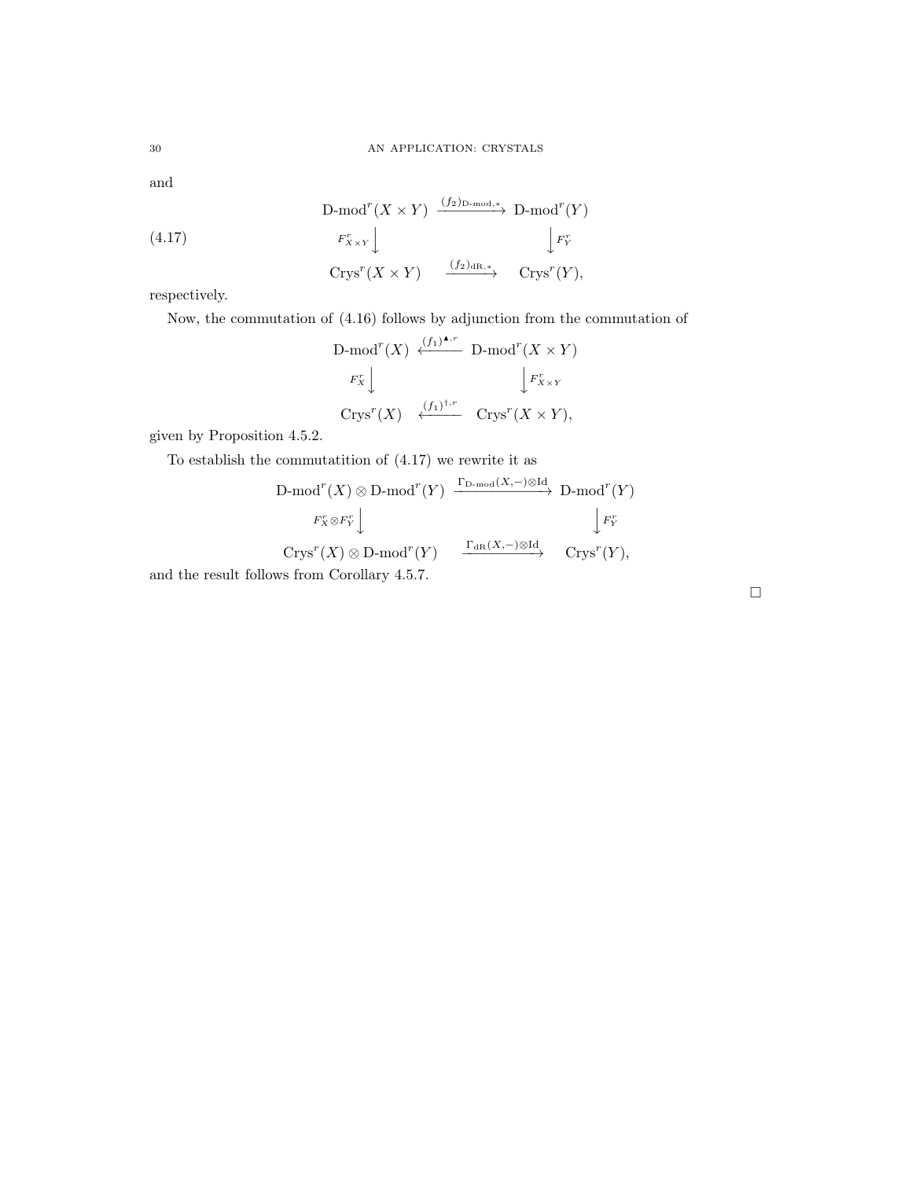and

$$
\begin{array}{ccc}
\text{D-mod}^r(X \times Y) & \xrightarrow{(f_2)_{\text{D-mod},*}} & \text{D-mod}^r(Y) \\
{\scriptstyle F^r_{X\times Y}}\big\downarrow & & \big\downarrow{\scriptstyle F^r_Y} \\
\text{Crys}^r(X \times Y) & \xrightarrow{(f_2)_{\text{dR},*}} & \text{Crys}^r(Y),
\end{array}
\tag{4.17}
$$

respectively.

Now, the commutation of (4.16) follows by adjunction from the commutation of

$$
\begin{array}{ccc}
\text{D-mod}^r(X) & \xleftarrow{(f_1)^{\blacktriangle,r}} & \text{D-mod}^r(X \times Y) \\
{\scriptstyle F^r_X}\big\downarrow & & \big\downarrow{\scriptstyle F^r_{X\times Y}} \\
\text{Crys}^r(X) & \xleftarrow{(f_1)^{\dagger,r}} & \text{Crys}^r(X \times Y),
\end{array}
$$

given by Proposition 4.5.2.

To establish the commutatition of (4.17) we rewrite it as

$$
\begin{array}{ccc}
\text{D-mod}^r(X) \otimes \text{D-mod}^r(Y) & \xrightarrow{\Gamma_{\text{D-mod}}(X,-)\otimes \text{Id}} & \text{D-mod}^r(Y) \\
{\scriptstyle F^r_X \otimes F^r_Y}\big\downarrow & & \big\downarrow{\scriptstyle F^r_Y} \\
\text{Crys}^r(X) \otimes \text{D-mod}^r(Y) & \xrightarrow{\Gamma_{\text{dR}}(X,-)\otimes \text{Id}} & \text{Crys}^r(Y),
\end{array}
$$

and the result follows from Corollary 4.5.7.

□